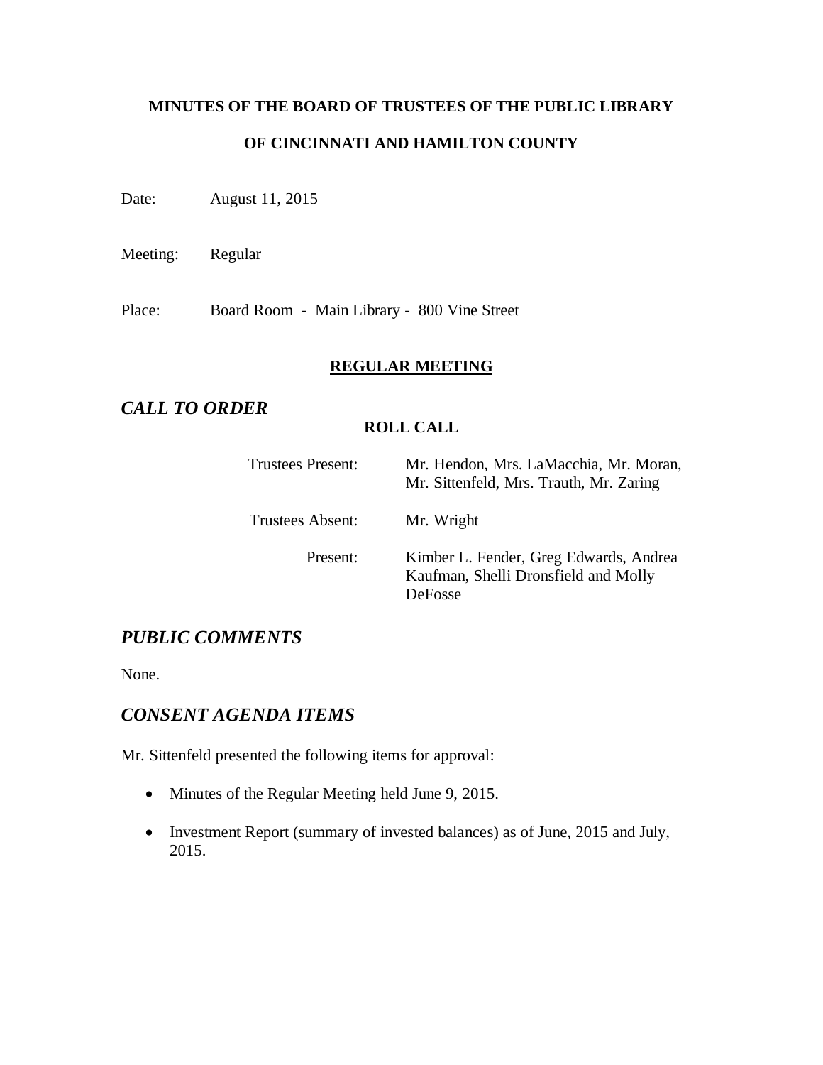**MINUTES OF THE BOARD OF TRUSTEES OF THE PUBLIC LIBRARY**

**OF CINCINNATI AND HAMILTON COUNTY**

Date: August 11, 2015

Meeting: Regular

Place: Board Room - Main Library - 800 Vine Street

## REGULAR MEETING

## *CALL TO ORDER*

**ROLL CALL**

| | |
|---|---|
| Trustees Present: | Mr. Hendon, Mrs. LaMacchia, Mr. Moran, Mr. Sittenfeld, Mrs. Trauth, Mr. Zaring |
| Trustees Absent: | Mr. Wright |
| Present: | Kimber L. Fender, Greg Edwards, Andrea Kaufman, Shelli Dronsfield and Molly DeFosse |

## *PUBLIC COMMENTS*

None.

## *CONSENT AGENDA ITEMS*

Mr. Sittenfeld presented the following items for approval:

- Minutes of the Regular Meeting held June 9, 2015.
- Investment Report (summary of invested balances) as of June, 2015 and July, 2015.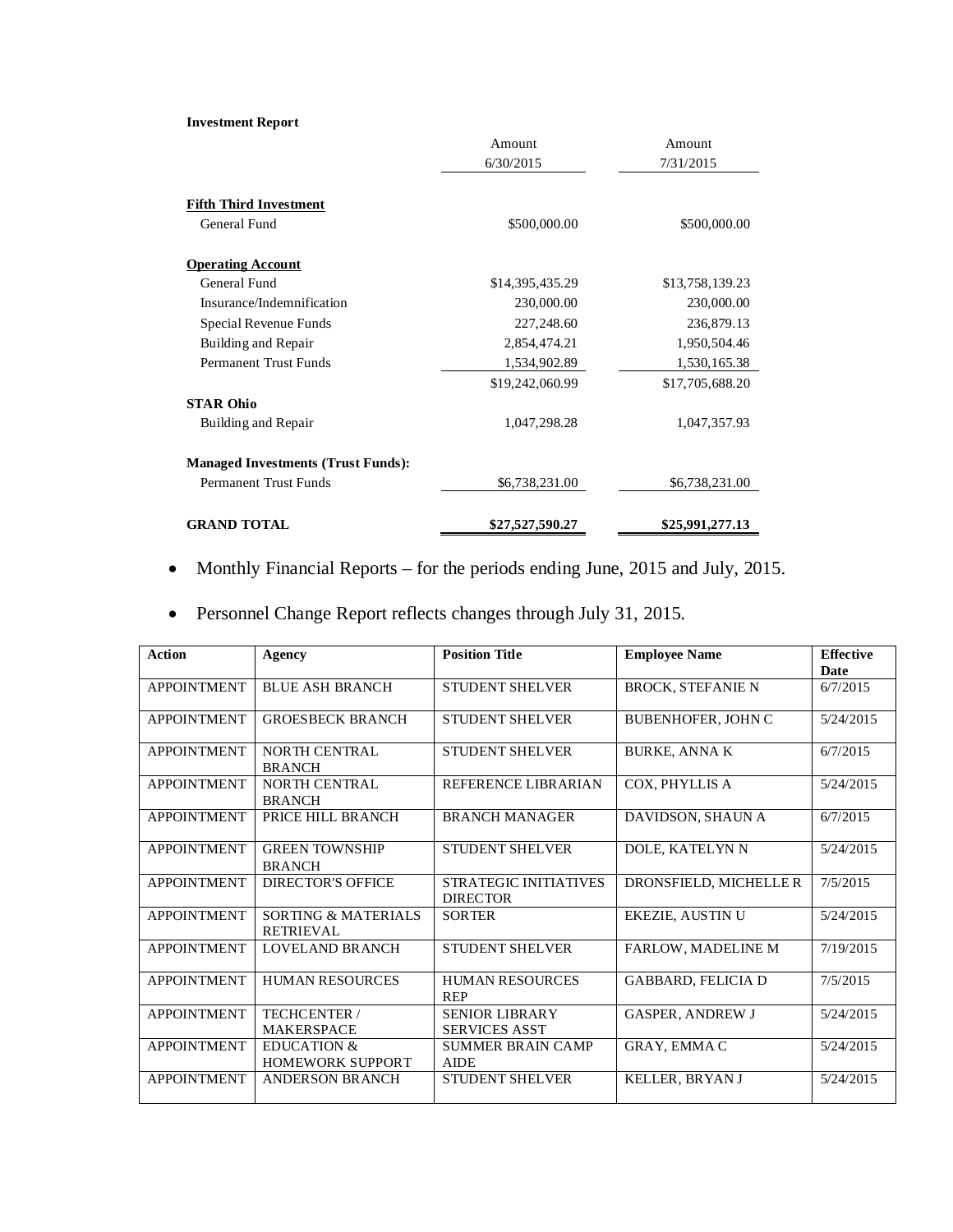**Investment Report**

| | Amount 6/30/2015 | Amount 7/31/2015 |
|---|---|---|
| **Fifth Third Investment** | | |
| General Fund | $500,000.00 | $500,000.00 |
| **Operating Account** | | |
| General Fund | $14,395,435.29 | $13,758,139.23 |
| Insurance/Indemnification | 230,000.00 | 230,000.00 |
| Special Revenue Funds | 227,248.60 | 236,879.13 |
| Building and Repair | 2,854,474.21 | 1,950,504.46 |
| Permanent Trust Funds | 1,534,902.89 | 1,530,165.38 |
| | $19,242,060.99 | $17,705,688.20 |
| **STAR Ohio** | | |
| Building and Repair | 1,047,298.28 | 1,047,357.93 |
| **Managed Investments (Trust Funds):** | | |
| Permanent Trust Funds | $6,738,231.00 | $6,738,231.00 |
| **GRAND TOTAL** | **$27,527,590.27** | **$25,991,277.13** |

- Monthly Financial Reports – for the periods ending June, 2015 and July, 2015.
- Personnel Change Report reflects changes through July 31, 2015.

| Action | Agency | Position Title | Employee Name | Effective Date |
|---|---|---|---|---|
| APPOINTMENT | BLUE ASH BRANCH | STUDENT SHELVER | BROCK, STEFANIE N | 6/7/2015 |
| APPOINTMENT | GROESBECK BRANCH | STUDENT SHELVER | BUBENHOFER, JOHN C | 5/24/2015 |
| APPOINTMENT | NORTH CENTRAL BRANCH | STUDENT SHELVER | BURKE, ANNA K | 6/7/2015 |
| APPOINTMENT | NORTH CENTRAL BRANCH | REFERENCE LIBRARIAN | COX, PHYLLIS A | 5/24/2015 |
| APPOINTMENT | PRICE HILL BRANCH | BRANCH MANAGER | DAVIDSON, SHAUN A | 6/7/2015 |
| APPOINTMENT | GREEN TOWNSHIP BRANCH | STUDENT SHELVER | DOLE, KATELYN N | 5/24/2015 |
| APPOINTMENT | DIRECTOR'S OFFICE | STRATEGIC INITIATIVES DIRECTOR | DRONSFIELD, MICHELLE R | 7/5/2015 |
| APPOINTMENT | SORTING & MATERIALS RETRIEVAL | SORTER | EKEZIE, AUSTIN U | 5/24/2015 |
| APPOINTMENT | LOVELAND BRANCH | STUDENT SHELVER | FARLOW, MADELINE M | 7/19/2015 |
| APPOINTMENT | HUMAN RESOURCES | HUMAN RESOURCES REP | GABBARD, FELICIA D | 7/5/2015 |
| APPOINTMENT | TECHCENTER / MAKERSPACE | SENIOR LIBRARY SERVICES ASST | GASPER, ANDREW J | 5/24/2015 |
| APPOINTMENT | EDUCATION & HOMEWORK SUPPORT | SUMMER BRAIN CAMP AIDE | GRAY, EMMA C | 5/24/2015 |
| APPOINTMENT | ANDERSON BRANCH | STUDENT SHELVER | KELLER, BRYAN J | 5/24/2015 |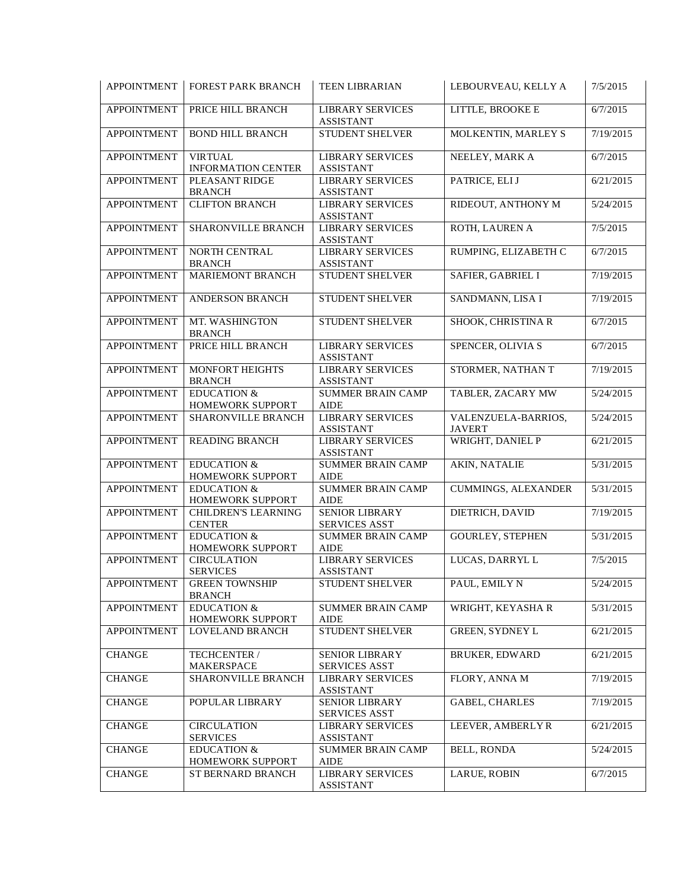| APPOINTMENT | FOREST PARK BRANCH | TEEN LIBRARIAN | LEBOURVEAU, KELLY A | 7/5/2015 |
|---|---|---|---|---|
| APPOINTMENT | PRICE HILL BRANCH | LIBRARY SERVICES ASSISTANT | LITTLE, BROOKE E | 6/7/2015 |
| APPOINTMENT | BOND HILL BRANCH | STUDENT SHELVER | MOLKENTIN, MARLEY S | 7/19/2015 |
| APPOINTMENT | VIRTUAL INFORMATION CENTER | LIBRARY SERVICES ASSISTANT | NEELEY, MARK A | 6/7/2015 |
| APPOINTMENT | PLEASANT RIDGE BRANCH | LIBRARY SERVICES ASSISTANT | PATRICE, ELI J | 6/21/2015 |
| APPOINTMENT | CLIFTON BRANCH | LIBRARY SERVICES ASSISTANT | RIDEOUT, ANTHONY M | 5/24/2015 |
| APPOINTMENT | SHARONVILLE BRANCH | LIBRARY SERVICES ASSISTANT | ROTH, LAUREN A | 7/5/2015 |
| APPOINTMENT | NORTH CENTRAL BRANCH | LIBRARY SERVICES ASSISTANT | RUMPING, ELIZABETH C | 6/7/2015 |
| APPOINTMENT | MARIEMONT BRANCH | STUDENT SHELVER | SAFIER, GABRIEL I | 7/19/2015 |
| APPOINTMENT | ANDERSON BRANCH | STUDENT SHELVER | SANDMANN, LISA I | 7/19/2015 |
| APPOINTMENT | MT. WASHINGTON BRANCH | STUDENT SHELVER | SHOOK, CHRISTINA R | 6/7/2015 |
| APPOINTMENT | PRICE HILL BRANCH | LIBRARY SERVICES ASSISTANT | SPENCER, OLIVIA S | 6/7/2015 |
| APPOINTMENT | MONFORT HEIGHTS BRANCH | LIBRARY SERVICES ASSISTANT | STORMER, NATHAN T | 7/19/2015 |
| APPOINTMENT | EDUCATION & HOMEWORK SUPPORT | SUMMER BRAIN CAMP AIDE | TABLER, ZACARY MW | 5/24/2015 |
| APPOINTMENT | SHARONVILLE BRANCH | LIBRARY SERVICES ASSISTANT | VALENZUELA-BARRIOS, JAVERT | 5/24/2015 |
| APPOINTMENT | READING BRANCH | LIBRARY SERVICES ASSISTANT | WRIGHT, DANIEL P | 6/21/2015 |
| APPOINTMENT | EDUCATION & HOMEWORK SUPPORT | SUMMER BRAIN CAMP AIDE | AKIN, NATALIE | 5/31/2015 |
| APPOINTMENT | EDUCATION & HOMEWORK SUPPORT | SUMMER BRAIN CAMP AIDE | CUMMINGS, ALEXANDER | 5/31/2015 |
| APPOINTMENT | CHILDREN'S LEARNING CENTER | SENIOR LIBRARY SERVICES ASST | DIETRICH, DAVID | 7/19/2015 |
| APPOINTMENT | EDUCATION & HOMEWORK SUPPORT | SUMMER BRAIN CAMP AIDE | GOURLEY, STEPHEN | 5/31/2015 |
| APPOINTMENT | CIRCULATION SERVICES | LIBRARY SERVICES ASSISTANT | LUCAS, DARRYL L | 7/5/2015 |
| APPOINTMENT | GREEN TOWNSHIP BRANCH | STUDENT SHELVER | PAUL, EMILY N | 5/24/2015 |
| APPOINTMENT | EDUCATION & HOMEWORK SUPPORT | SUMMER BRAIN CAMP AIDE | WRIGHT, KEYASHA R | 5/31/2015 |
| APPOINTMENT | LOVELAND BRANCH | STUDENT SHELVER | GREEN, SYDNEY L | 6/21/2015 |
| CHANGE | TECHCENTER / MAKERSPACE | SENIOR LIBRARY SERVICES ASST | BRUKER, EDWARD | 6/21/2015 |
| CHANGE | SHARONVILLE BRANCH | LIBRARY SERVICES ASSISTANT | FLORY, ANNA M | 7/19/2015 |
| CHANGE | POPULAR LIBRARY | SENIOR LIBRARY SERVICES ASST | GABEL, CHARLES | 7/19/2015 |
| CHANGE | CIRCULATION SERVICES | LIBRARY SERVICES ASSISTANT | LEEVER, AMBERLY R | 6/21/2015 |
| CHANGE | EDUCATION & HOMEWORK SUPPORT | SUMMER BRAIN CAMP AIDE | BELL, RONDA | 5/24/2015 |
| CHANGE | ST BERNARD BRANCH | LIBRARY SERVICES ASSISTANT | LARUE, ROBIN | 6/7/2015 |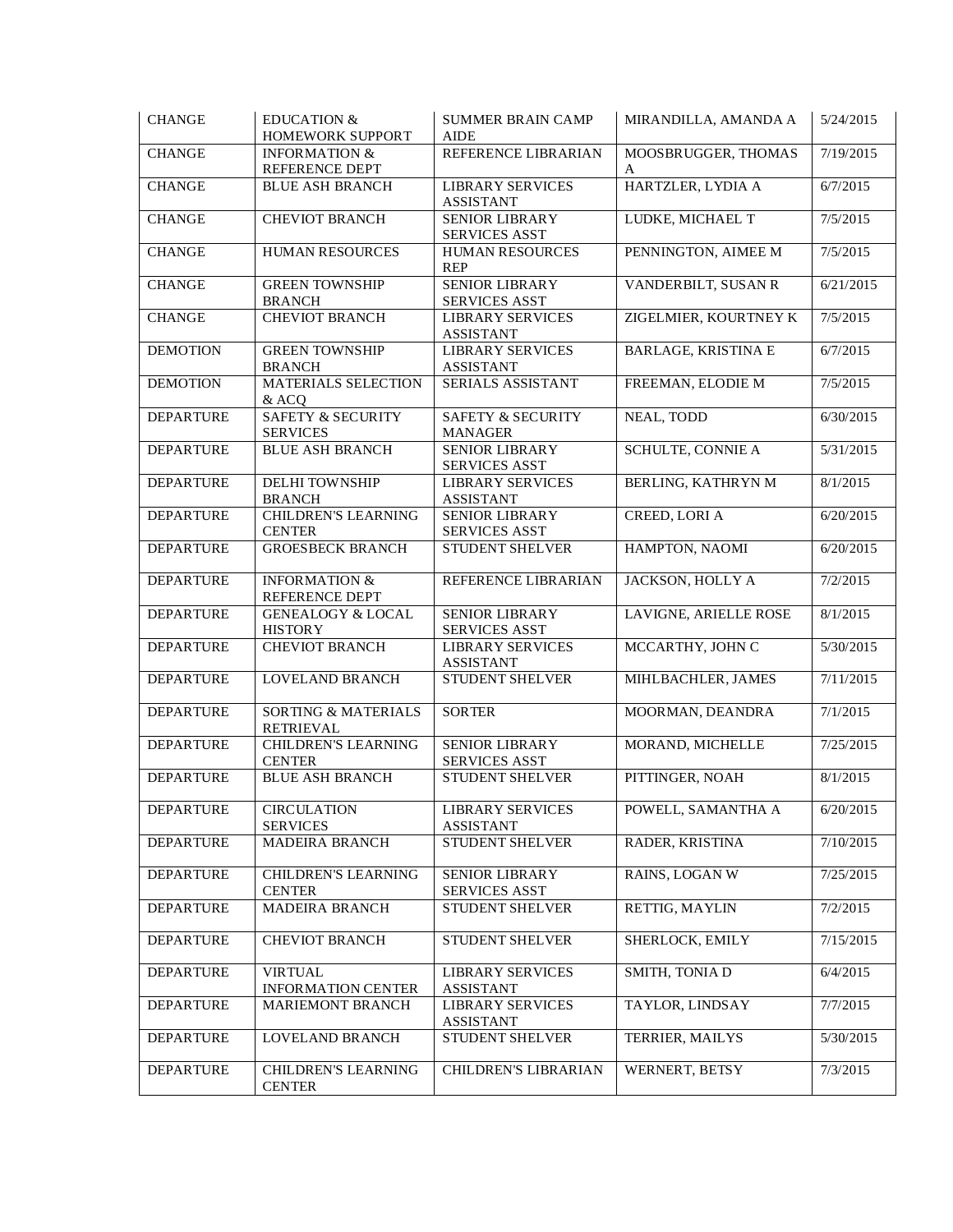| CHANGE | EDUCATION & HOMEWORK SUPPORT | SUMMER BRAIN CAMP AIDE | MIRANDILLA, AMANDA A | 5/24/2015 |
|---|---|---|---|---|
| CHANGE | INFORMATION & REFERENCE DEPT | REFERENCE LIBRARIAN | MOOSBRUGGER, THOMAS A | 7/19/2015 |
| CHANGE | BLUE ASH BRANCH | LIBRARY SERVICES ASSISTANT | HARTZLER, LYDIA A | 6/7/2015 |
| CHANGE | CHEVIOT BRANCH | SENIOR LIBRARY SERVICES ASST | LUDKE, MICHAEL T | 7/5/2015 |
| CHANGE | HUMAN RESOURCES | HUMAN RESOURCES REP | PENNINGTON, AIMEE M | 7/5/2015 |
| CHANGE | GREEN TOWNSHIP BRANCH | SENIOR LIBRARY SERVICES ASST | VANDERBILT, SUSAN R | 6/21/2015 |
| CHANGE | CHEVIOT BRANCH | LIBRARY SERVICES ASSISTANT | ZIGELMIER, KOURTNEY K | 7/5/2015 |
| DEMOTION | GREEN TOWNSHIP BRANCH | LIBRARY SERVICES ASSISTANT | BARLAGE, KRISTINA E | 6/7/2015 |
| DEMOTION | MATERIALS SELECTION & ACQ | SERIALS ASSISTANT | FREEMAN, ELODIE M | 7/5/2015 |
| DEPARTURE | SAFETY & SECURITY SERVICES | SAFETY & SECURITY MANAGER | NEAL, TODD | 6/30/2015 |
| DEPARTURE | BLUE ASH BRANCH | SENIOR LIBRARY SERVICES ASST | SCHULTE, CONNIE A | 5/31/2015 |
| DEPARTURE | DELHI TOWNSHIP BRANCH | LIBRARY SERVICES ASSISTANT | BERLING, KATHRYN M | 8/1/2015 |
| DEPARTURE | CHILDREN'S LEARNING CENTER | SENIOR LIBRARY SERVICES ASST | CREED, LORI A | 6/20/2015 |
| DEPARTURE | GROESBECK BRANCH | STUDENT SHELVER | HAMPTON, NAOMI | 6/20/2015 |
| DEPARTURE | INFORMATION & REFERENCE DEPT | REFERENCE LIBRARIAN | JACKSON, HOLLY A | 7/2/2015 |
| DEPARTURE | GENEALOGY & LOCAL HISTORY | SENIOR LIBRARY SERVICES ASST | LAVIGNE, ARIELLE ROSE | 8/1/2015 |
| DEPARTURE | CHEVIOT BRANCH | LIBRARY SERVICES ASSISTANT | MCCARTHY, JOHN C | 5/30/2015 |
| DEPARTURE | LOVELAND BRANCH | STUDENT SHELVER | MIHLBACHLER, JAMES | 7/11/2015 |
| DEPARTURE | SORTING & MATERIALS RETRIEVAL | SORTER | MOORMAN, DEANDRA | 7/1/2015 |
| DEPARTURE | CHILDREN'S LEARNING CENTER | SENIOR LIBRARY SERVICES ASST | MORAND, MICHELLE | 7/25/2015 |
| DEPARTURE | BLUE ASH BRANCH | STUDENT SHELVER | PITTINGER, NOAH | 8/1/2015 |
| DEPARTURE | CIRCULATION SERVICES | LIBRARY SERVICES ASSISTANT | POWELL, SAMANTHA A | 6/20/2015 |
| DEPARTURE | MADEIRA BRANCH | STUDENT SHELVER | RADER, KRISTINA | 7/10/2015 |
| DEPARTURE | CHILDREN'S LEARNING CENTER | SENIOR LIBRARY SERVICES ASST | RAINS, LOGAN W | 7/25/2015 |
| DEPARTURE | MADEIRA BRANCH | STUDENT SHELVER | RETTIG, MAYLIN | 7/2/2015 |
| DEPARTURE | CHEVIOT BRANCH | STUDENT SHELVER | SHERLOCK, EMILY | 7/15/2015 |
| DEPARTURE | VIRTUAL INFORMATION CENTER | LIBRARY SERVICES ASSISTANT | SMITH, TONIA D | 6/4/2015 |
| DEPARTURE | MARIEMONT BRANCH | LIBRARY SERVICES ASSISTANT | TAYLOR, LINDSAY | 7/7/2015 |
| DEPARTURE | LOVELAND BRANCH | STUDENT SHELVER | TERRIER, MAILYS | 5/30/2015 |
| DEPARTURE | CHILDREN'S LEARNING CENTER | CHILDREN'S LIBRARIAN | WERNERT, BETSY | 7/3/2015 |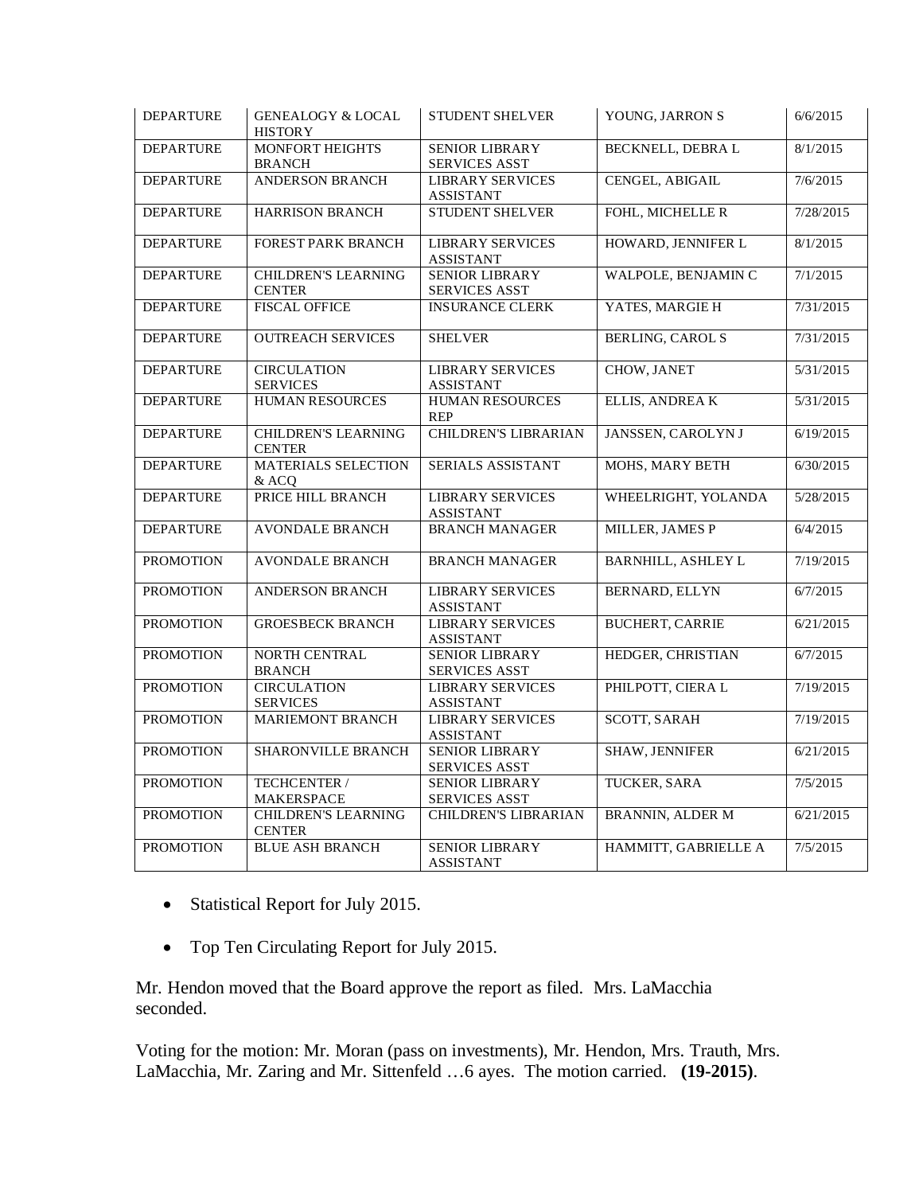| DEPARTURE | GENEALOGY & LOCAL HISTORY | STUDENT SHELVER | YOUNG, JARRON S | 6/6/2015 |
|---|---|---|---|---|
| DEPARTURE | MONFORT HEIGHTS BRANCH | SENIOR LIBRARY SERVICES ASST | BECKNELL, DEBRA L | 8/1/2015 |
| DEPARTURE | ANDERSON BRANCH | LIBRARY SERVICES ASSISTANT | CENGEL, ABIGAIL | 7/6/2015 |
| DEPARTURE | HARRISON BRANCH | STUDENT SHELVER | FOHL, MICHELLE R | 7/28/2015 |
| DEPARTURE | FOREST PARK BRANCH | LIBRARY SERVICES ASSISTANT | HOWARD, JENNIFER L | 8/1/2015 |
| DEPARTURE | CHILDREN'S LEARNING CENTER | SENIOR LIBRARY SERVICES ASST | WALPOLE, BENJAMIN C | 7/1/2015 |
| DEPARTURE | FISCAL OFFICE | INSURANCE CLERK | YATES, MARGIE H | 7/31/2015 |
| DEPARTURE | OUTREACH SERVICES | SHELVER | BERLING, CAROL S | 7/31/2015 |
| DEPARTURE | CIRCULATION SERVICES | LIBRARY SERVICES ASSISTANT | CHOW, JANET | 5/31/2015 |
| DEPARTURE | HUMAN RESOURCES | HUMAN RESOURCES REP | ELLIS, ANDREA K | 5/31/2015 |
| DEPARTURE | CHILDREN'S LEARNING CENTER | CHILDREN'S LIBRARIAN | JANSSEN, CAROLYN J | 6/19/2015 |
| DEPARTURE | MATERIALS SELECTION & ACQ | SERIALS ASSISTANT | MOHS, MARY BETH | 6/30/2015 |
| DEPARTURE | PRICE HILL BRANCH | LIBRARY SERVICES ASSISTANT | WHEELRIGHT, YOLANDA | 5/28/2015 |
| DEPARTURE | AVONDALE BRANCH | BRANCH MANAGER | MILLER, JAMES P | 6/4/2015 |
| PROMOTION | AVONDALE BRANCH | BRANCH MANAGER | BARNHILL, ASHLEY L | 7/19/2015 |
| PROMOTION | ANDERSON BRANCH | LIBRARY SERVICES ASSISTANT | BERNARD, ELLYN | 6/7/2015 |
| PROMOTION | GROESBECK BRANCH | LIBRARY SERVICES ASSISTANT | BUCHERT, CARRIE | 6/21/2015 |
| PROMOTION | NORTH CENTRAL BRANCH | SENIOR LIBRARY SERVICES ASST | HEDGER, CHRISTIAN | 6/7/2015 |
| PROMOTION | CIRCULATION SERVICES | LIBRARY SERVICES ASSISTANT | PHILPOTT, CIERA L | 7/19/2015 |
| PROMOTION | MARIEMONT BRANCH | LIBRARY SERVICES ASSISTANT | SCOTT, SARAH | 7/19/2015 |
| PROMOTION | SHARONVILLE BRANCH | SENIOR LIBRARY SERVICES ASST | SHAW, JENNIFER | 6/21/2015 |
| PROMOTION | TECHCENTER / MAKERSPACE | SENIOR LIBRARY SERVICES ASST | TUCKER, SARA | 7/5/2015 |
| PROMOTION | CHILDREN'S LEARNING CENTER | CHILDREN'S LIBRARIAN | BRANNIN, ALDER M | 6/21/2015 |
| PROMOTION | BLUE ASH BRANCH | SENIOR LIBRARY ASSISTANT | HAMMITT, GABRIELLE A | 7/5/2015 |

- Statistical Report for July 2015.
- Top Ten Circulating Report for July 2015.

Mr. Hendon moved that the Board approve the report as filed. Mrs. LaMacchia seconded.

Voting for the motion: Mr. Moran (pass on investments), Mr. Hendon, Mrs. Trauth, Mrs. LaMacchia, Mr. Zaring and Mr. Sittenfeld …6 ayes. The motion carried. **(19-2015)**.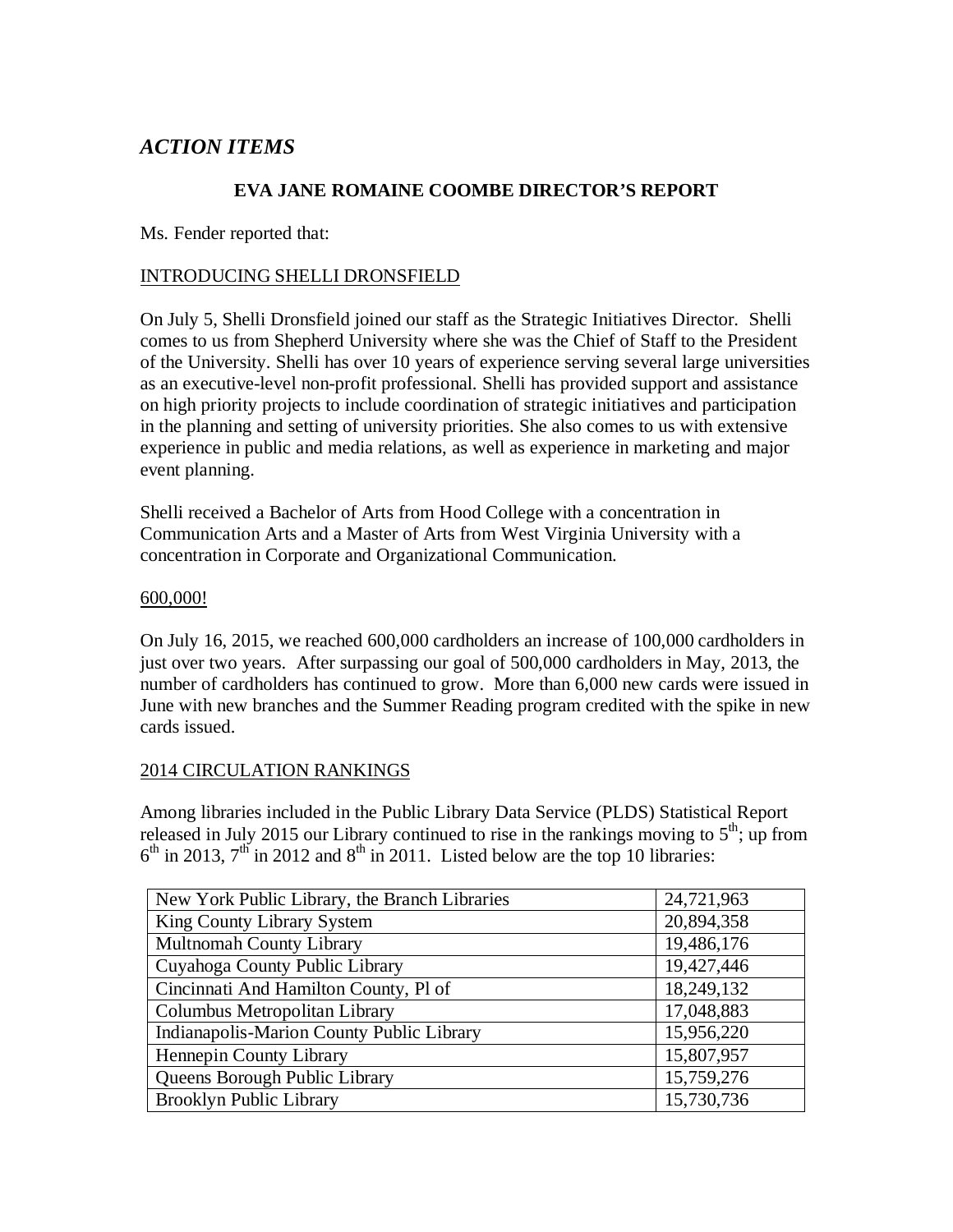## *ACTION ITEMS*

### EVA JANE ROMAINE COOMBE DIRECTOR'S REPORT

Ms. Fender reported that:

INTRODUCING SHELLI DRONSFIELD

On July 5, Shelli Dronsfield joined our staff as the Strategic Initiatives Director. Shelli comes to us from Shepherd University where she was the Chief of Staff to the President of the University. Shelli has over 10 years of experience serving several large universities as an executive-level non-profit professional. Shelli has provided support and assistance on high priority projects to include coordination of strategic initiatives and participation in the planning and setting of university priorities. She also comes to us with extensive experience in public and media relations, as well as experience in marketing and major event planning.

Shelli received a Bachelor of Arts from Hood College with a concentration in Communication Arts and a Master of Arts from West Virginia University with a concentration in Corporate and Organizational Communication.

600,000!

On July 16, 2015, we reached 600,000 cardholders an increase of 100,000 cardholders in just over two years. After surpassing our goal of 500,000 cardholders in May, 2013, the number of cardholders has continued to grow. More than 6,000 new cards were issued in June with new branches and the Summer Reading program credited with the spike in new cards issued.

2014 CIRCULATION RANKINGS

Among libraries included in the Public Library Data Service (PLDS) Statistical Report released in July 2015 our Library continued to rise in the rankings moving to 5th; up from 6th in 2013, 7th in 2012 and 8th in 2011. Listed below are the top 10 libraries:

| Library | Circulation |
|---|---|
| New York Public Library, the Branch Libraries | 24,721,963 |
| King County Library System | 20,894,358 |
| Multnomah County Library | 19,486,176 |
| Cuyahoga County Public Library | 19,427,446 |
| Cincinnati And Hamilton County, Pl of | 18,249,132 |
| Columbus Metropolitan Library | 17,048,883 |
| Indianapolis-Marion County Public Library | 15,956,220 |
| Hennepin County Library | 15,807,957 |
| Queens Borough Public Library | 15,759,276 |
| Brooklyn Public Library | 15,730,736 |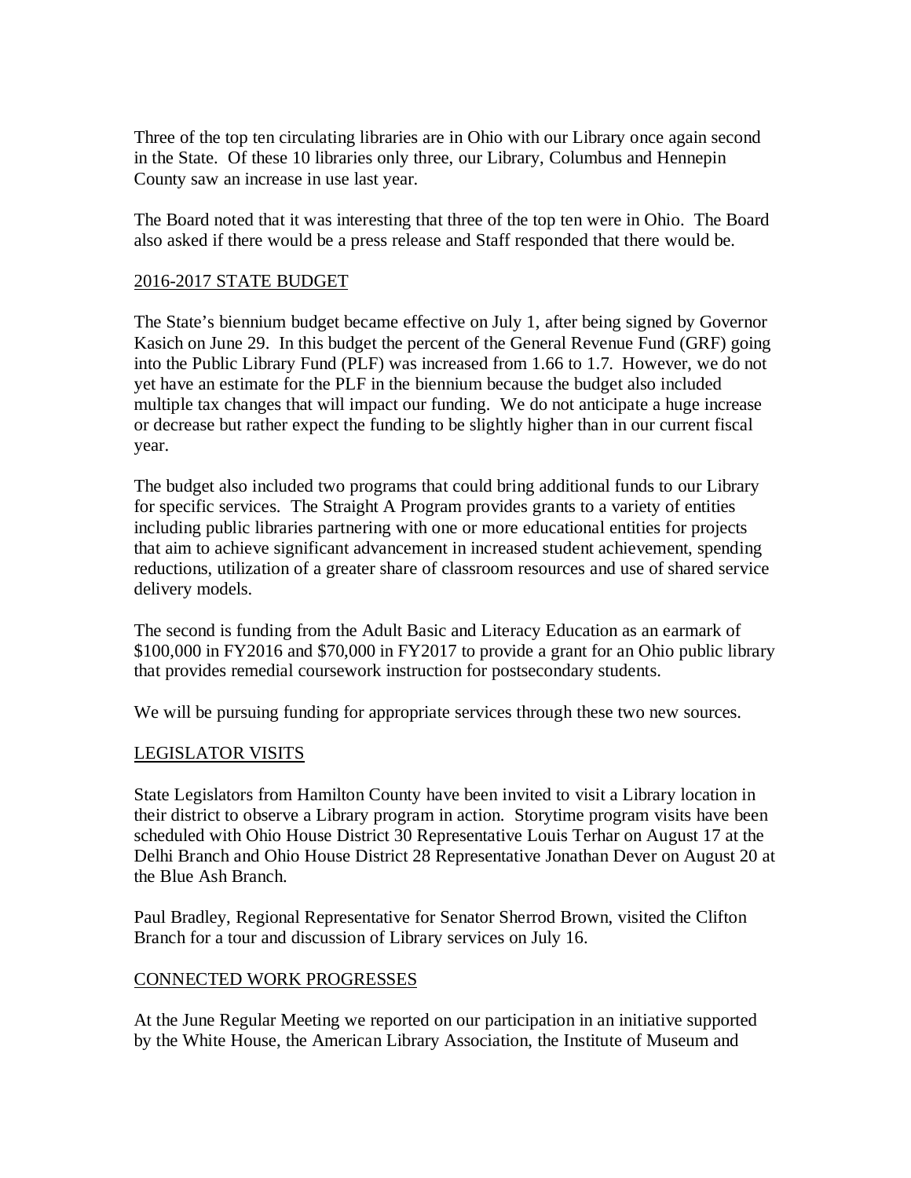Three of the top ten circulating libraries are in Ohio with our Library once again second in the State. Of these 10 libraries only three, our Library, Columbus and Hennepin County saw an increase in use last year.

The Board noted that it was interesting that three of the top ten were in Ohio. The Board also asked if there would be a press release and Staff responded that there would be.

## 2016-2017 STATE BUDGET

The State's biennium budget became effective on July 1, after being signed by Governor Kasich on June 29. In this budget the percent of the General Revenue Fund (GRF) going into the Public Library Fund (PLF) was increased from 1.66 to 1.7. However, we do not yet have an estimate for the PLF in the biennium because the budget also included multiple tax changes that will impact our funding. We do not anticipate a huge increase or decrease but rather expect the funding to be slightly higher than in our current fiscal year.

The budget also included two programs that could bring additional funds to our Library for specific services. The Straight A Program provides grants to a variety of entities including public libraries partnering with one or more educational entities for projects that aim to achieve significant advancement in increased student achievement, spending reductions, utilization of a greater share of classroom resources and use of shared service delivery models.

The second is funding from the Adult Basic and Literacy Education as an earmark of $100,000 in FY2016 and $70,000 in FY2017 to provide a grant for an Ohio public library that provides remedial coursework instruction for postsecondary students.

We will be pursuing funding for appropriate services through these two new sources.

## LEGISLATOR VISITS

State Legislators from Hamilton County have been invited to visit a Library location in their district to observe a Library program in action. Storytime program visits have been scheduled with Ohio House District 30 Representative Louis Terhar on August 17 at the Delhi Branch and Ohio House District 28 Representative Jonathan Dever on August 20 at the Blue Ash Branch.

Paul Bradley, Regional Representative for Senator Sherrod Brown, visited the Clifton Branch for a tour and discussion of Library services on July 16.

## CONNECTED WORK PROGRESSES

At the June Regular Meeting we reported on our participation in an initiative supported by the White House, the American Library Association, the Institute of Museum and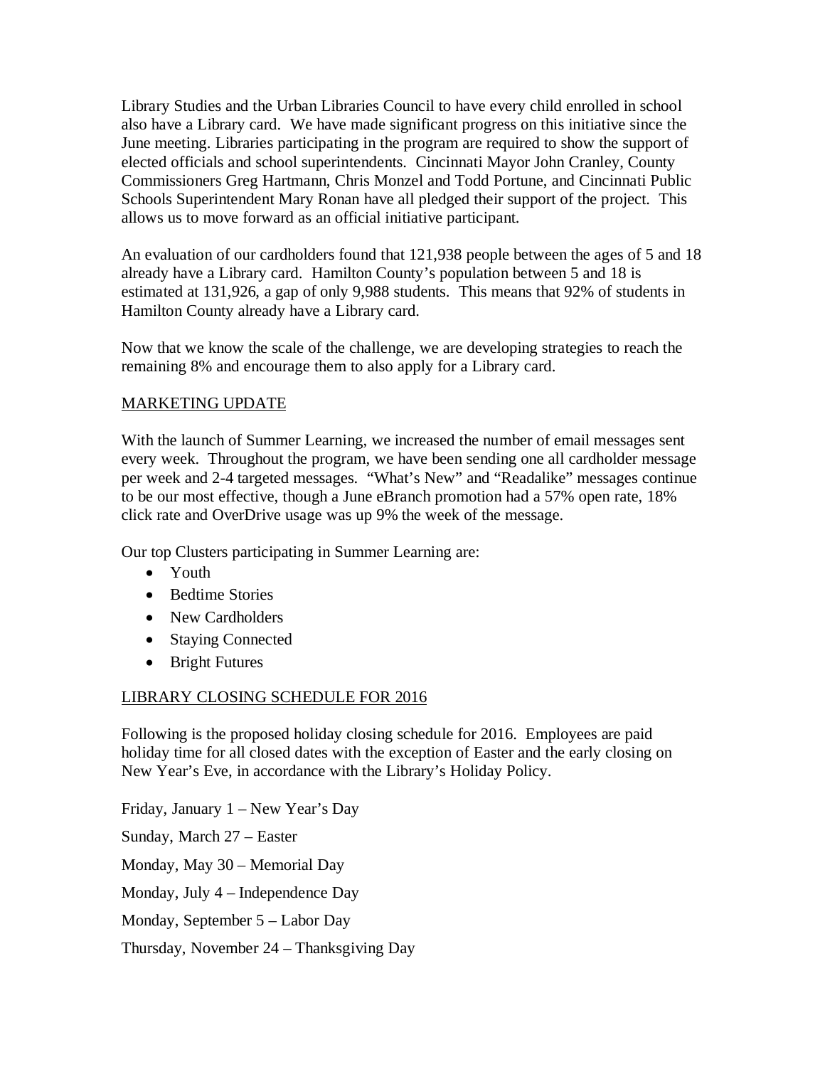Library Studies and the Urban Libraries Council to have every child enrolled in school also have a Library card. We have made significant progress on this initiative since the June meeting. Libraries participating in the program are required to show the support of elected officials and school superintendents. Cincinnati Mayor John Cranley, County Commissioners Greg Hartmann, Chris Monzel and Todd Portune, and Cincinnati Public Schools Superintendent Mary Ronan have all pledged their support of the project. This allows us to move forward as an official initiative participant.

An evaluation of our cardholders found that 121,938 people between the ages of 5 and 18 already have a Library card. Hamilton County's population between 5 and 18 is estimated at 131,926, a gap of only 9,988 students. This means that 92% of students in Hamilton County already have a Library card.

Now that we know the scale of the challenge, we are developing strategies to reach the remaining 8% and encourage them to also apply for a Library card.

## MARKETING UPDATE

With the launch of Summer Learning, we increased the number of email messages sent every week. Throughout the program, we have been sending one all cardholder message per week and 2-4 targeted messages. "What's New" and "Readalike" messages continue to be our most effective, though a June eBranch promotion had a 57% open rate, 18% click rate and OverDrive usage was up 9% the week of the message.

Our top Clusters participating in Summer Learning are:

- Youth
- Bedtime Stories
- New Cardholders
- Staying Connected
- Bright Futures

## LIBRARY CLOSING SCHEDULE FOR 2016

Following is the proposed holiday closing schedule for 2016. Employees are paid holiday time for all closed dates with the exception of Easter and the early closing on New Year's Eve, in accordance with the Library's Holiday Policy.

Friday, January 1 – New Year's Day

Sunday, March 27 – Easter

Monday, May 30 – Memorial Day

Monday, July 4 – Independence Day

Monday, September 5 – Labor Day

Thursday, November 24 – Thanksgiving Day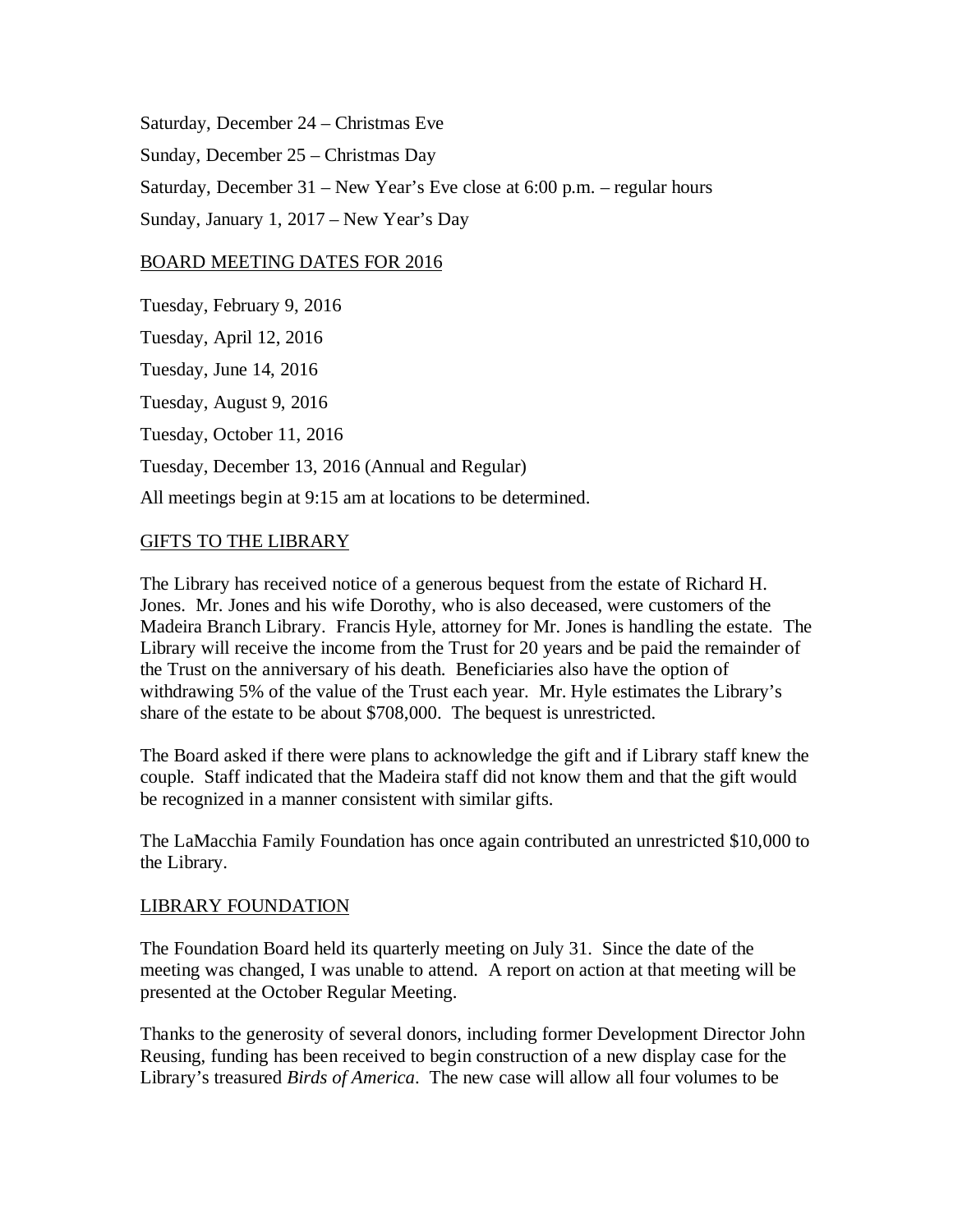Saturday, December 24 – Christmas Eve

Sunday, December 25 – Christmas Day

Saturday, December 31 – New Year's Eve close at 6:00 p.m. – regular hours

Sunday, January 1, 2017 – New Year's Day

## BOARD MEETING DATES FOR 2016

Tuesday, February 9, 2016

Tuesday, April 12, 2016

Tuesday, June 14, 2016

Tuesday, August 9, 2016

Tuesday, October 11, 2016

Tuesday, December 13, 2016 (Annual and Regular)

All meetings begin at 9:15 am at locations to be determined.

## GIFTS TO THE LIBRARY

The Library has received notice of a generous bequest from the estate of Richard H. Jones. Mr. Jones and his wife Dorothy, who is also deceased, were customers of the Madeira Branch Library. Francis Hyle, attorney for Mr. Jones is handling the estate. The Library will receive the income from the Trust for 20 years and be paid the remainder of the Trust on the anniversary of his death. Beneficiaries also have the option of withdrawing 5% of the value of the Trust each year. Mr. Hyle estimates the Library's share of the estate to be about $708,000. The bequest is unrestricted.

The Board asked if there were plans to acknowledge the gift and if Library staff knew the couple. Staff indicated that the Madeira staff did not know them and that the gift would be recognized in a manner consistent with similar gifts.

The LaMacchia Family Foundation has once again contributed an unrestricted $10,000 to the Library.

## LIBRARY FOUNDATION

The Foundation Board held its quarterly meeting on July 31. Since the date of the meeting was changed, I was unable to attend. A report on action at that meeting will be presented at the October Regular Meeting.

Thanks to the generosity of several donors, including former Development Director John Reusing, funding has been received to begin construction of a new display case for the Library's treasured *Birds of America*. The new case will allow all four volumes to be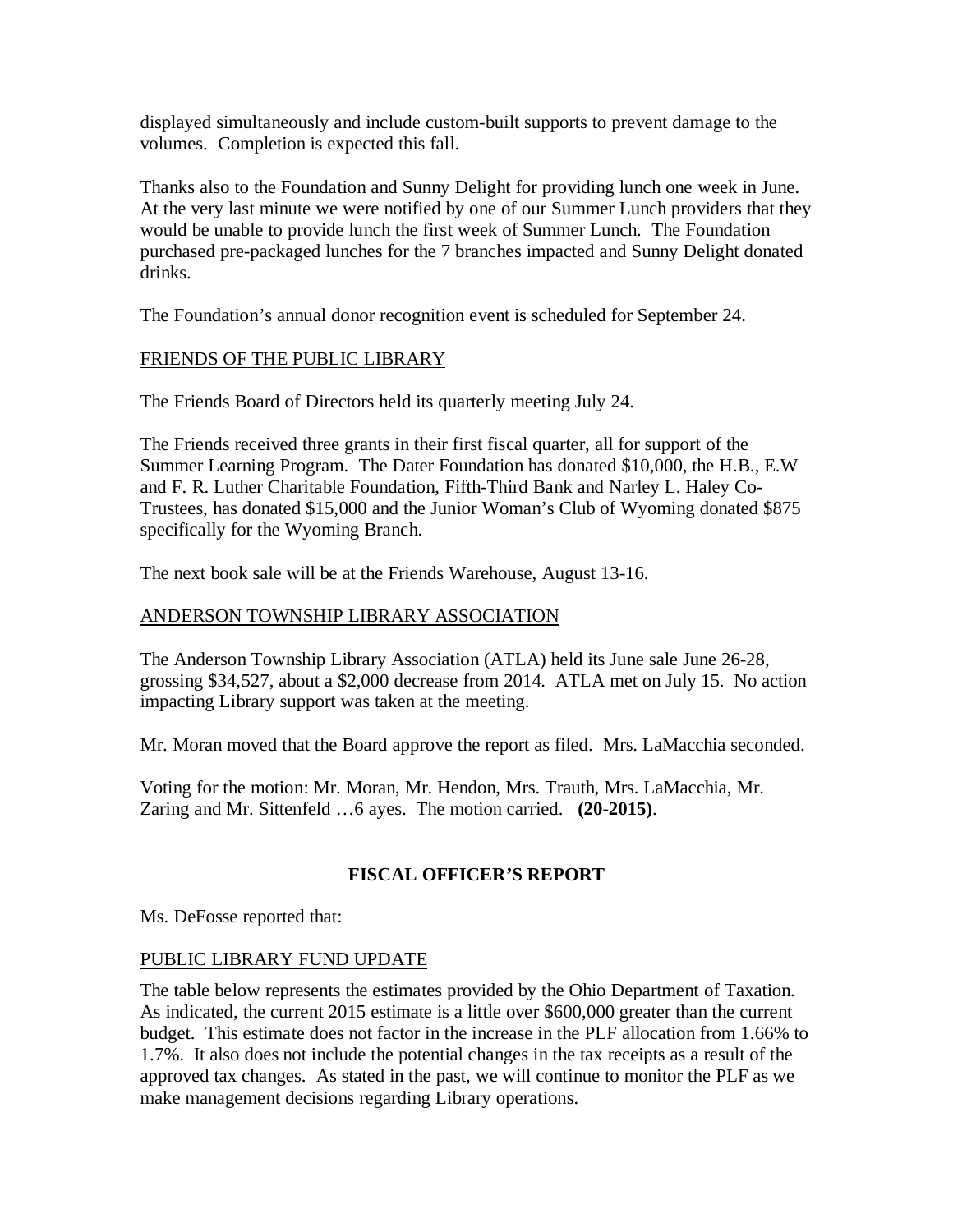displayed simultaneously and include custom-built supports to prevent damage to the volumes. Completion is expected this fall.

Thanks also to the Foundation and Sunny Delight for providing lunch one week in June. At the very last minute we were notified by one of our Summer Lunch providers that they would be unable to provide lunch the first week of Summer Lunch. The Foundation purchased pre-packaged lunches for the 7 branches impacted and Sunny Delight donated drinks.

The Foundation's annual donor recognition event is scheduled for September 24.

FRIENDS OF THE PUBLIC LIBRARY

The Friends Board of Directors held its quarterly meeting July 24.

The Friends received three grants in their first fiscal quarter, all for support of the Summer Learning Program. The Dater Foundation has donated $10,000, the H.B., E.W and F. R. Luther Charitable Foundation, Fifth-Third Bank and Narley L. Haley Co-Trustees, has donated $15,000 and the Junior Woman's Club of Wyoming donated $875 specifically for the Wyoming Branch.

The next book sale will be at the Friends Warehouse, August 13-16.

ANDERSON TOWNSHIP LIBRARY ASSOCIATION

The Anderson Township Library Association (ATLA) held its June sale June 26-28, grossing $34,527, about a $2,000 decrease from 2014. ATLA met on July 15. No action impacting Library support was taken at the meeting.

Mr. Moran moved that the Board approve the report as filed. Mrs. LaMacchia seconded.

Voting for the motion: Mr. Moran, Mr. Hendon, Mrs. Trauth, Mrs. LaMacchia, Mr. Zaring and Mr. Sittenfeld …6 ayes. The motion carried. **(20-2015)**.

## FISCAL OFFICER'S REPORT

Ms. DeFosse reported that:

PUBLIC LIBRARY FUND UPDATE

The table below represents the estimates provided by the Ohio Department of Taxation. As indicated, the current 2015 estimate is a little over $600,000 greater than the current budget. This estimate does not factor in the increase in the PLF allocation from 1.66% to 1.7%. It also does not include the potential changes in the tax receipts as a result of the approved tax changes. As stated in the past, we will continue to monitor the PLF as we make management decisions regarding Library operations.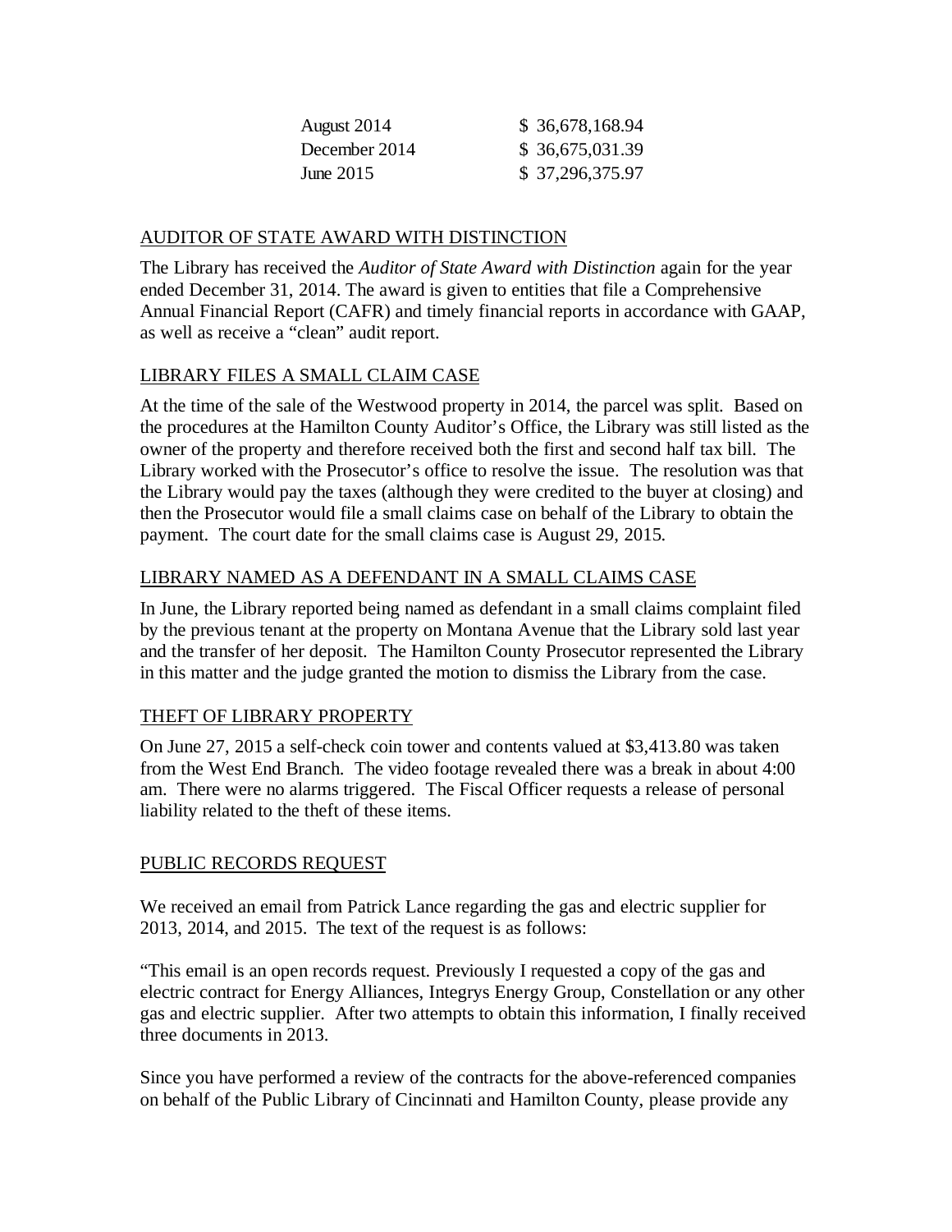| | |
|---|---|
| August 2014 | $ 36,678,168.94 |
| December 2014 | $ 36,675,031.39 |
| June 2015 | $ 37,296,375.97 |

## AUDITOR OF STATE AWARD WITH DISTINCTION

The Library has received the *Auditor of State Award with Distinction* again for the year ended December 31, 2014. The award is given to entities that file a Comprehensive Annual Financial Report (CAFR) and timely financial reports in accordance with GAAP, as well as receive a "clean" audit report.

## LIBRARY FILES A SMALL CLAIM CASE

At the time of the sale of the Westwood property in 2014, the parcel was split. Based on the procedures at the Hamilton County Auditor's Office, the Library was still listed as the owner of the property and therefore received both the first and second half tax bill. The Library worked with the Prosecutor's office to resolve the issue. The resolution was that the Library would pay the taxes (although they were credited to the buyer at closing) and then the Prosecutor would file a small claims case on behalf of the Library to obtain the payment. The court date for the small claims case is August 29, 2015.

## LIBRARY NAMED AS A DEFENDANT IN A SMALL CLAIMS CASE

In June, the Library reported being named as defendant in a small claims complaint filed by the previous tenant at the property on Montana Avenue that the Library sold last year and the transfer of her deposit. The Hamilton County Prosecutor represented the Library in this matter and the judge granted the motion to dismiss the Library from the case.

## THEFT OF LIBRARY PROPERTY

On June 27, 2015 a self-check coin tower and contents valued at $3,413.80 was taken from the West End Branch. The video footage revealed there was a break in about 4:00 am. There were no alarms triggered. The Fiscal Officer requests a release of personal liability related to the theft of these items.

## PUBLIC RECORDS REQUEST

We received an email from Patrick Lance regarding the gas and electric supplier for 2013, 2014, and 2015. The text of the request is as follows:

"This email is an open records request. Previously I requested a copy of the gas and electric contract for Energy Alliances, Integrys Energy Group, Constellation or any other gas and electric supplier. After two attempts to obtain this information, I finally received three documents in 2013.

Since you have performed a review of the contracts for the above-referenced companies on behalf of the Public Library of Cincinnati and Hamilton County, please provide any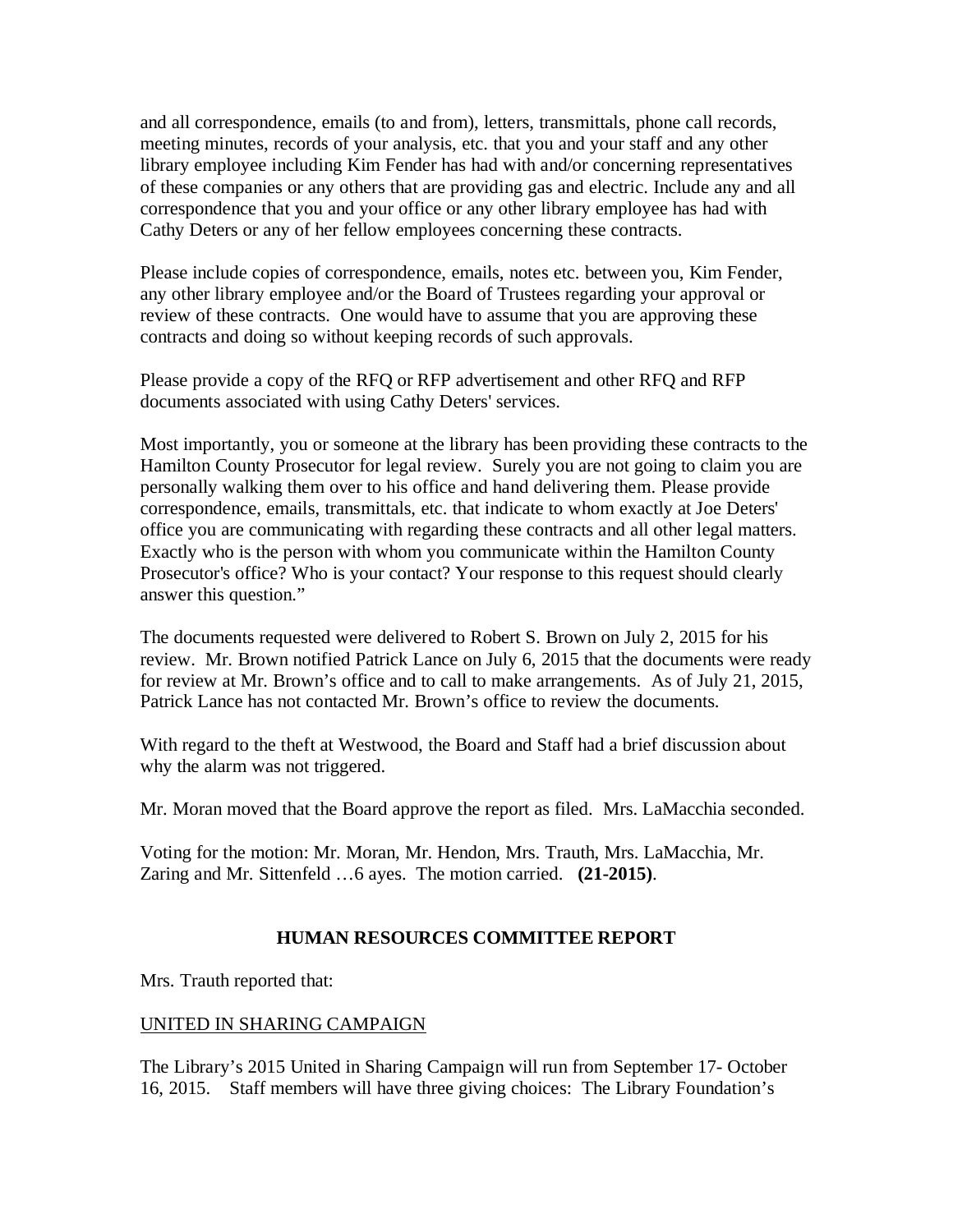and all correspondence, emails (to and from), letters, transmittals, phone call records, meeting minutes, records of your analysis, etc. that you and your staff and any other library employee including Kim Fender has had with and/or concerning representatives of these companies or any others that are providing gas and electric. Include any and all correspondence that you and your office or any other library employee has had with Cathy Deters or any of her fellow employees concerning these contracts.

Please include copies of correspondence, emails, notes etc. between you, Kim Fender, any other library employee and/or the Board of Trustees regarding your approval or review of these contracts. One would have to assume that you are approving these contracts and doing so without keeping records of such approvals.

Please provide a copy of the RFQ or RFP advertisement and other RFQ and RFP documents associated with using Cathy Deters' services.

Most importantly, you or someone at the library has been providing these contracts to the Hamilton County Prosecutor for legal review. Surely you are not going to claim you are personally walking them over to his office and hand delivering them. Please provide correspondence, emails, transmittals, etc. that indicate to whom exactly at Joe Deters' office you are communicating with regarding these contracts and all other legal matters. Exactly who is the person with whom you communicate within the Hamilton County Prosecutor's office? Who is your contact? Your response to this request should clearly answer this question."

The documents requested were delivered to Robert S. Brown on July 2, 2015 for his review. Mr. Brown notified Patrick Lance on July 6, 2015 that the documents were ready for review at Mr. Brown's office and to call to make arrangements. As of July 21, 2015, Patrick Lance has not contacted Mr. Brown's office to review the documents.

With regard to the theft at Westwood, the Board and Staff had a brief discussion about why the alarm was not triggered.

Mr. Moran moved that the Board approve the report as filed. Mrs. LaMacchia seconded.

Voting for the motion: Mr. Moran, Mr. Hendon, Mrs. Trauth, Mrs. LaMacchia, Mr. Zaring and Mr. Sittenfeld …6 ayes. The motion carried. **(21-2015)**.

## HUMAN RESOURCES COMMITTEE REPORT

Mrs. Trauth reported that:

UNITED IN SHARING CAMPAIGN

The Library's 2015 United in Sharing Campaign will run from September 17- October 16, 2015. Staff members will have three giving choices: The Library Foundation's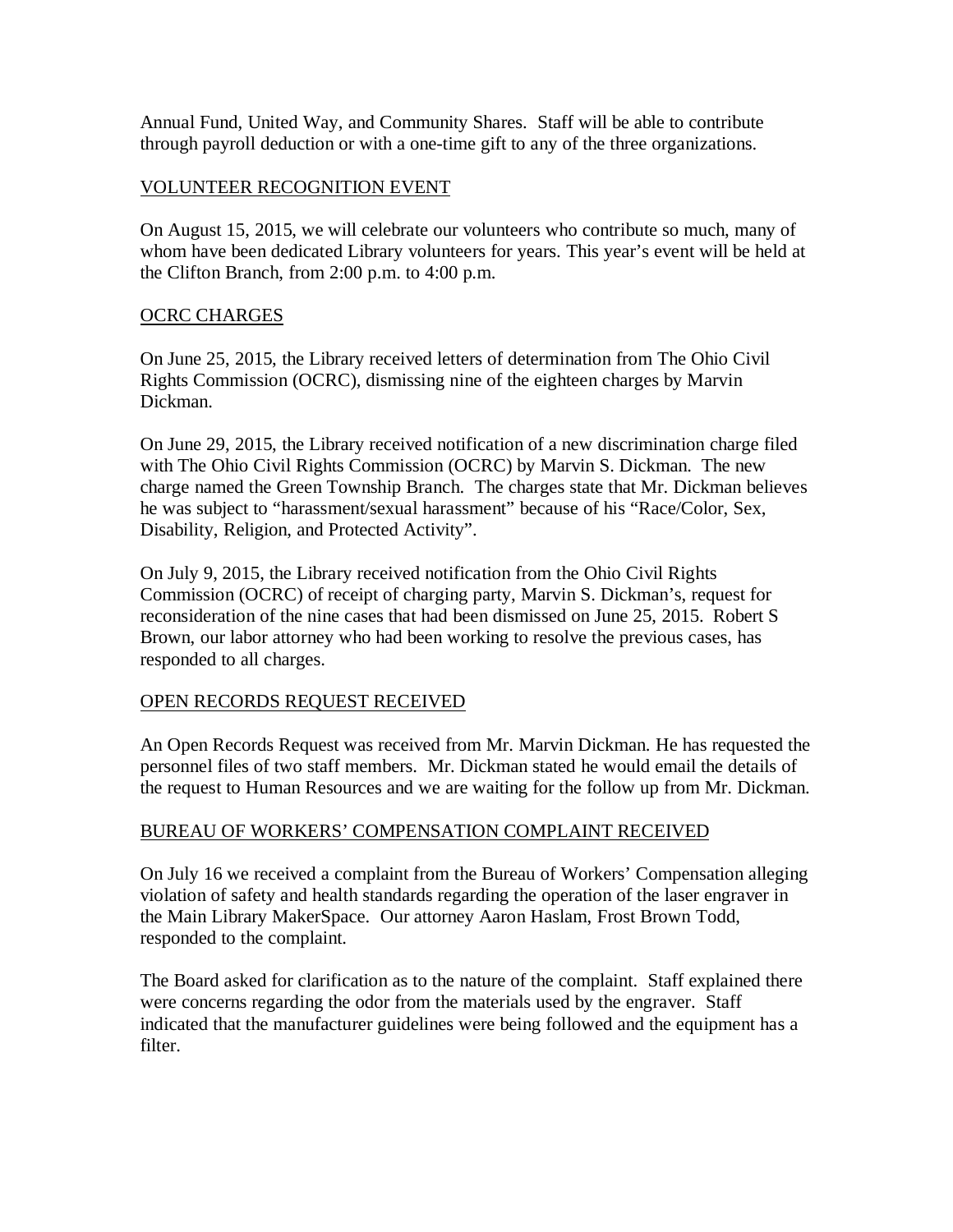Annual Fund, United Way, and Community Shares. Staff will be able to contribute through payroll deduction or with a one-time gift to any of the three organizations.

## VOLUNTEER RECOGNITION EVENT

On August 15, 2015, we will celebrate our volunteers who contribute so much, many of whom have been dedicated Library volunteers for years. This year's event will be held at the Clifton Branch, from 2:00 p.m. to 4:00 p.m.

## OCRC CHARGES

On June 25, 2015, the Library received letters of determination from The Ohio Civil Rights Commission (OCRC), dismissing nine of the eighteen charges by Marvin Dickman.

On June 29, 2015, the Library received notification of a new discrimination charge filed with The Ohio Civil Rights Commission (OCRC) by Marvin S. Dickman. The new charge named the Green Township Branch. The charges state that Mr. Dickman believes he was subject to "harassment/sexual harassment" because of his "Race/Color, Sex, Disability, Religion, and Protected Activity".

On July 9, 2015, the Library received notification from the Ohio Civil Rights Commission (OCRC) of receipt of charging party, Marvin S. Dickman's, request for reconsideration of the nine cases that had been dismissed on June 25, 2015. Robert S Brown, our labor attorney who had been working to resolve the previous cases, has responded to all charges.

## OPEN RECORDS REQUEST RECEIVED

An Open Records Request was received from Mr. Marvin Dickman. He has requested the personnel files of two staff members. Mr. Dickman stated he would email the details of the request to Human Resources and we are waiting for the follow up from Mr. Dickman.

## BUREAU OF WORKERS' COMPENSATION COMPLAINT RECEIVED

On July 16 we received a complaint from the Bureau of Workers' Compensation alleging violation of safety and health standards regarding the operation of the laser engraver in the Main Library MakerSpace. Our attorney Aaron Haslam, Frost Brown Todd, responded to the complaint.

The Board asked for clarification as to the nature of the complaint. Staff explained there were concerns regarding the odor from the materials used by the engraver. Staff indicated that the manufacturer guidelines were being followed and the equipment has a filter.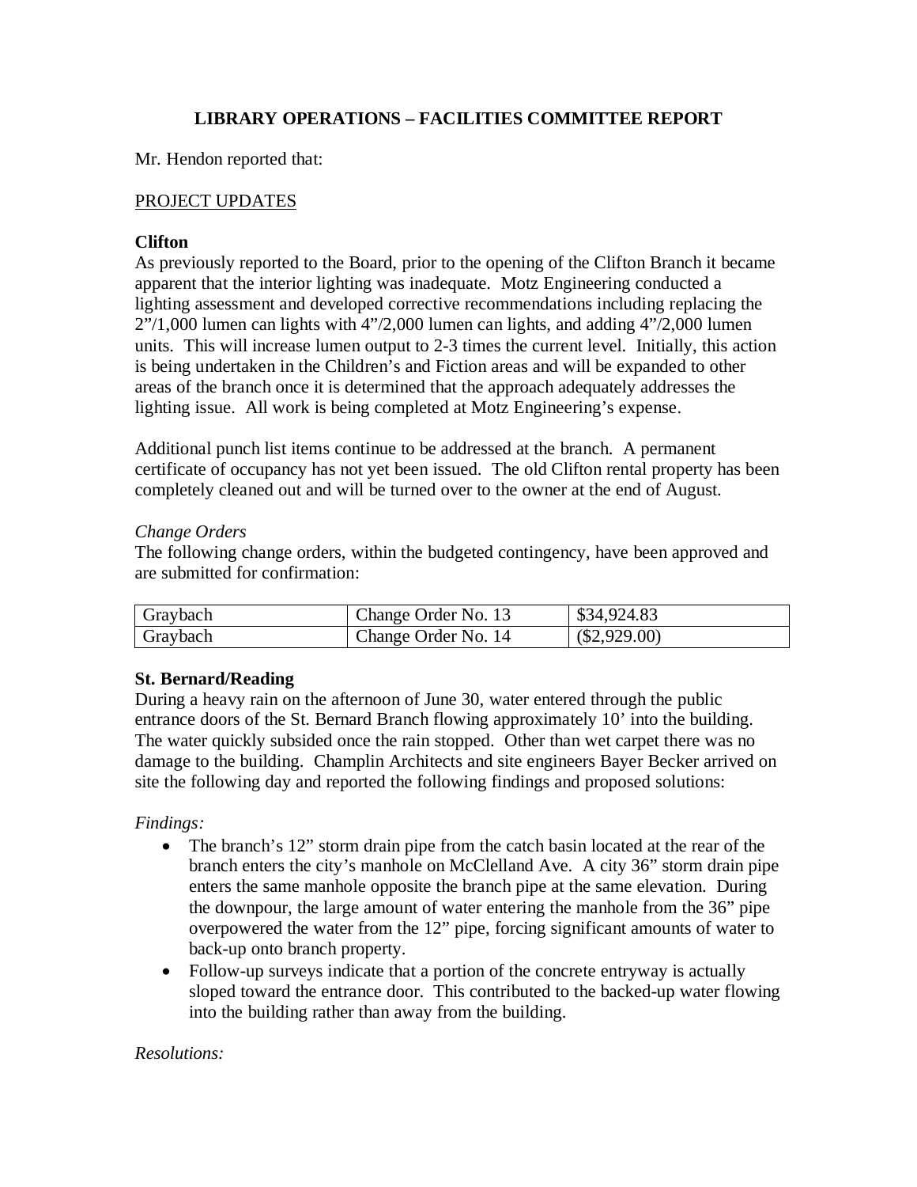# LIBRARY OPERATIONS – FACILITIES COMMITTEE REPORT

Mr. Hendon reported that:

PROJECT UPDATES

**Clifton**

As previously reported to the Board, prior to the opening of the Clifton Branch it became apparent that the interior lighting was inadequate. Motz Engineering conducted a lighting assessment and developed corrective recommendations including replacing the 2"/1,000 lumen can lights with 4"/2,000 lumen can lights, and adding 4"/2,000 lumen units. This will increase lumen output to 2-3 times the current level. Initially, this action is being undertaken in the Children's and Fiction areas and will be expanded to other areas of the branch once it is determined that the approach adequately addresses the lighting issue. All work is being completed at Motz Engineering's expense.

Additional punch list items continue to be addressed at the branch. A permanent certificate of occupancy has not yet been issued. The old Clifton rental property has been completely cleaned out and will be turned over to the owner at the end of August.

*Change Orders*

The following change orders, within the budgeted contingency, have been approved and are submitted for confirmation:

| Graybach | Change Order No. 13 | $34,924.83 |
|---|---|---|
| Graybach | Change Order No. 14 | ($2,929.00) |

**St. Bernard/Reading**

During a heavy rain on the afternoon of June 30, water entered through the public entrance doors of the St. Bernard Branch flowing approximately 10' into the building. The water quickly subsided once the rain stopped. Other than wet carpet there was no damage to the building. Champlin Architects and site engineers Bayer Becker arrived on site the following day and reported the following findings and proposed solutions:

*Findings:*

- The branch's 12" storm drain pipe from the catch basin located at the rear of the branch enters the city's manhole on McClelland Ave. A city 36" storm drain pipe enters the same manhole opposite the branch pipe at the same elevation. During the downpour, the large amount of water entering the manhole from the 36" pipe overpowered the water from the 12" pipe, forcing significant amounts of water to back-up onto branch property.
- Follow-up surveys indicate that a portion of the concrete entryway is actually sloped toward the entrance door. This contributed to the backed-up water flowing into the building rather than away from the building.

*Resolutions:*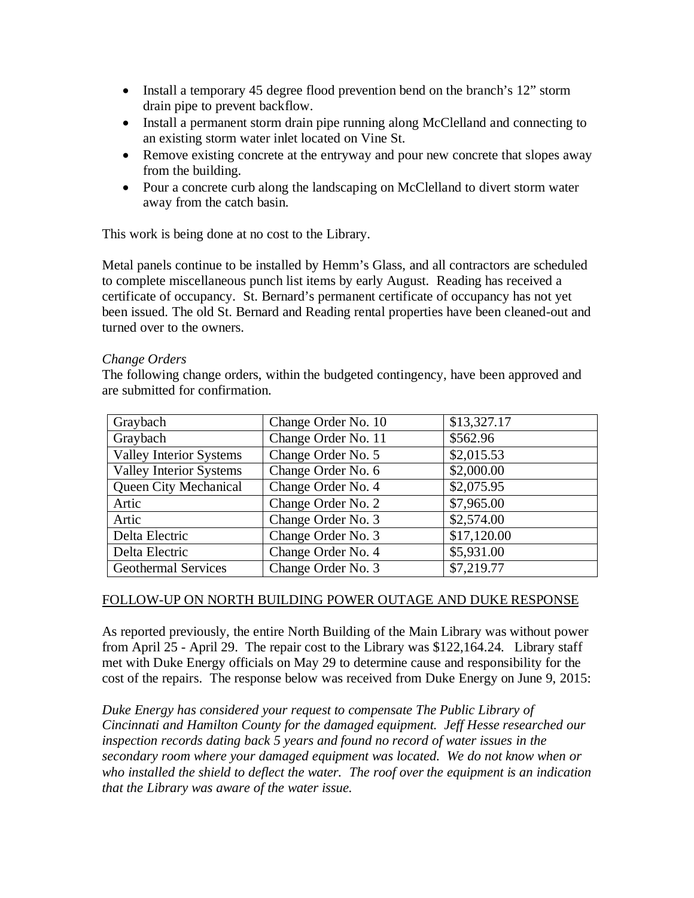- Install a temporary 45 degree flood prevention bend on the branch's 12" storm drain pipe to prevent backflow.
- Install a permanent storm drain pipe running along McClelland and connecting to an existing storm water inlet located on Vine St.
- Remove existing concrete at the entryway and pour new concrete that slopes away from the building.
- Pour a concrete curb along the landscaping on McClelland to divert storm water away from the catch basin.

This work is being done at no cost to the Library.

Metal panels continue to be installed by Hemm's Glass, and all contractors are scheduled to complete miscellaneous punch list items by early August. Reading has received a certificate of occupancy. St. Bernard's permanent certificate of occupancy has not yet been issued. The old St. Bernard and Reading rental properties have been cleaned-out and turned over to the owners.

*Change Orders*

The following change orders, within the budgeted contingency, have been approved and are submitted for confirmation.

| | | |
|---|---|---|
| Graybach | Change Order No. 10 | $13,327.17 |
| Graybach | Change Order No. 11 | $562.96 |
| Valley Interior Systems | Change Order No. 5 | $2,015.53 |
| Valley Interior Systems | Change Order No. 6 | $2,000.00 |
| Queen City Mechanical | Change Order No. 4 | $2,075.95 |
| Artic | Change Order No. 2 | $7,965.00 |
| Artic | Change Order No. 3 | $2,574.00 |
| Delta Electric | Change Order No. 3 | $17,120.00 |
| Delta Electric | Change Order No. 4 | $5,931.00 |
| Geothermal Services | Change Order No. 3 | $7,219.77 |

## FOLLOW-UP ON NORTH BUILDING POWER OUTAGE AND DUKE RESPONSE

As reported previously, the entire North Building of the Main Library was without power from April 25 - April 29. The repair cost to the Library was $122,164.24. Library staff met with Duke Energy officials on May 29 to determine cause and responsibility for the cost of the repairs. The response below was received from Duke Energy on June 9, 2015:

*Duke Energy has considered your request to compensate The Public Library of Cincinnati and Hamilton County for the damaged equipment. Jeff Hesse researched our inspection records dating back 5 years and found no record of water issues in the secondary room where your damaged equipment was located. We do not know when or who installed the shield to deflect the water. The roof over the equipment is an indication that the Library was aware of the water issue.*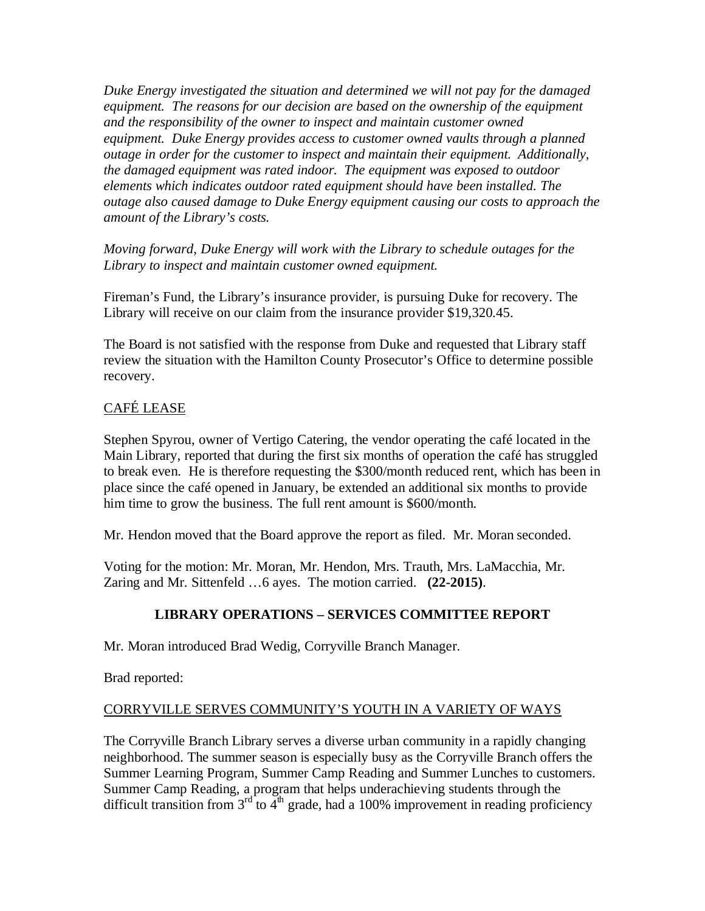*Duke Energy investigated the situation and determined we will not pay for the damaged equipment. The reasons for our decision are based on the ownership of the equipment and the responsibility of the owner to inspect and maintain customer owned equipment. Duke Energy provides access to customer owned vaults through a planned outage in order for the customer to inspect and maintain their equipment. Additionally, the damaged equipment was rated indoor. The equipment was exposed to outdoor elements which indicates outdoor rated equipment should have been installed. The outage also caused damage to Duke Energy equipment causing our costs to approach the amount of the Library's costs.*

*Moving forward, Duke Energy will work with the Library to schedule outages for the Library to inspect and maintain customer owned equipment.*

Fireman's Fund, the Library's insurance provider, is pursuing Duke for recovery. The Library will receive on our claim from the insurance provider $19,320.45.

The Board is not satisfied with the response from Duke and requested that Library staff review the situation with the Hamilton County Prosecutor's Office to determine possible recovery.

CAFÉ LEASE

Stephen Spyrou, owner of Vertigo Catering, the vendor operating the café located in the Main Library, reported that during the first six months of operation the café has struggled to break even. He is therefore requesting the $300/month reduced rent, which has been in place since the café opened in January, be extended an additional six months to provide him time to grow the business. The full rent amount is $600/month.

Mr. Hendon moved that the Board approve the report as filed. Mr. Moran seconded.

Voting for the motion: Mr. Moran, Mr. Hendon, Mrs. Trauth, Mrs. LaMacchia, Mr. Zaring and Mr. Sittenfeld …6 ayes. The motion carried. **(22-2015)**.

## LIBRARY OPERATIONS – SERVICES COMMITTEE REPORT

Mr. Moran introduced Brad Wedig, Corryville Branch Manager.

Brad reported:

CORRYVILLE SERVES COMMUNITY'S YOUTH IN A VARIETY OF WAYS

The Corryville Branch Library serves a diverse urban community in a rapidly changing neighborhood. The summer season is especially busy as the Corryville Branch offers the Summer Learning Program, Summer Camp Reading and Summer Lunches to customers. Summer Camp Reading, a program that helps underachieving students through the difficult transition from 3rd to 4th grade, had a 100% improvement in reading proficiency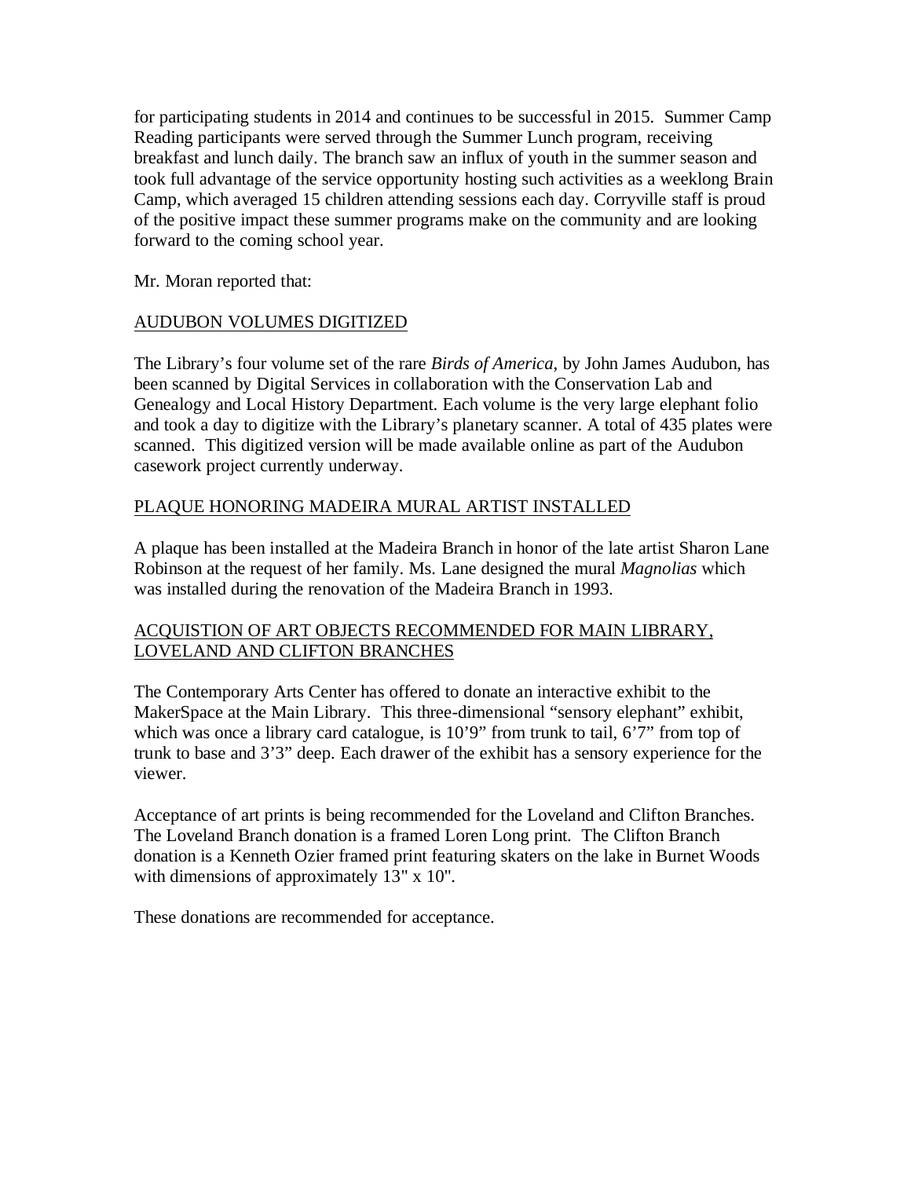for participating students in 2014 and continues to be successful in 2015. Summer Camp Reading participants were served through the Summer Lunch program, receiving breakfast and lunch daily. The branch saw an influx of youth in the summer season and took full advantage of the service opportunity hosting such activities as a weeklong Brain Camp, which averaged 15 children attending sessions each day. Corryville staff is proud of the positive impact these summer programs make on the community and are looking forward to the coming school year.

Mr. Moran reported that:

<u>AUDUBON VOLUMES DIGITIZED</u>

The Library's four volume set of the rare *Birds of America*, by John James Audubon, has been scanned by Digital Services in collaboration with the Conservation Lab and Genealogy and Local History Department. Each volume is the very large elephant folio and took a day to digitize with the Library's planetary scanner. A total of 435 plates were scanned. This digitized version will be made available online as part of the Audubon casework project currently underway.

<u>PLAQUE HONORING MADEIRA MURAL ARTIST INSTALLED</u>

A plaque has been installed at the Madeira Branch in honor of the late artist Sharon Lane Robinson at the request of her family. Ms. Lane designed the mural *Magnolias* which was installed during the renovation of the Madeira Branch in 1993.

<u>ACQUISTION OF ART OBJECTS RECOMMENDED FOR MAIN LIBRARY, LOVELAND AND CLIFTON BRANCHES</u>

The Contemporary Arts Center has offered to donate an interactive exhibit to the MakerSpace at the Main Library. This three-dimensional "sensory elephant" exhibit, which was once a library card catalogue, is 10'9" from trunk to tail, 6'7" from top of trunk to base and 3'3" deep. Each drawer of the exhibit has a sensory experience for the viewer.

Acceptance of art prints is being recommended for the Loveland and Clifton Branches. The Loveland Branch donation is a framed Loren Long print. The Clifton Branch donation is a Kenneth Ozier framed print featuring skaters on the lake in Burnet Woods with dimensions of approximately 13" x 10".

These donations are recommended for acceptance.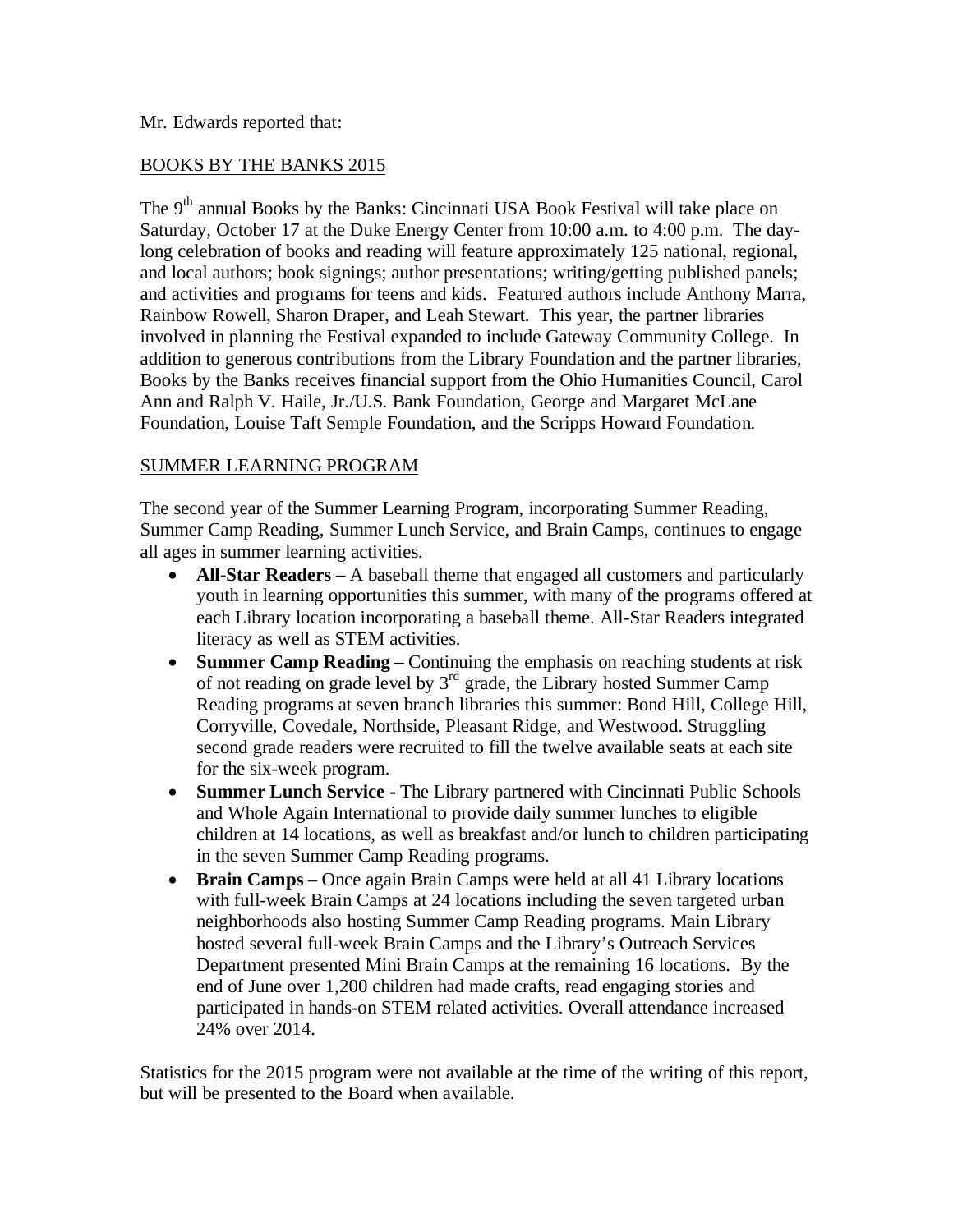Mr. Edwards reported that:

## BOOKS BY THE BANKS 2015

The 9th annual Books by the Banks: Cincinnati USA Book Festival will take place on Saturday, October 17 at the Duke Energy Center from 10:00 a.m. to 4:00 p.m. The day-long celebration of books and reading will feature approximately 125 national, regional, and local authors; book signings; author presentations; writing/getting published panels; and activities and programs for teens and kids. Featured authors include Anthony Marra, Rainbow Rowell, Sharon Draper, and Leah Stewart. This year, the partner libraries involved in planning the Festival expanded to include Gateway Community College. In addition to generous contributions from the Library Foundation and the partner libraries, Books by the Banks receives financial support from the Ohio Humanities Council, Carol Ann and Ralph V. Haile, Jr./U.S. Bank Foundation, George and Margaret McLane Foundation, Louise Taft Semple Foundation, and the Scripps Howard Foundation.

## SUMMER LEARNING PROGRAM

The second year of the Summer Learning Program, incorporating Summer Reading, Summer Camp Reading, Summer Lunch Service, and Brain Camps, continues to engage all ages in summer learning activities.

- **All-Star Readers –** A baseball theme that engaged all customers and particularly youth in learning opportunities this summer, with many of the programs offered at each Library location incorporating a baseball theme. All-Star Readers integrated literacy as well as STEM activities.
- **Summer Camp Reading –** Continuing the emphasis on reaching students at risk of not reading on grade level by 3rd grade, the Library hosted Summer Camp Reading programs at seven branch libraries this summer: Bond Hill, College Hill, Corryville, Covedale, Northside, Pleasant Ridge, and Westwood. Struggling second grade readers were recruited to fill the twelve available seats at each site for the six-week program.
- **Summer Lunch Service -** The Library partnered with Cincinnati Public Schools and Whole Again International to provide daily summer lunches to eligible children at 14 locations, as well as breakfast and/or lunch to children participating in the seven Summer Camp Reading programs.
- **Brain Camps** – Once again Brain Camps were held at all 41 Library locations with full-week Brain Camps at 24 locations including the seven targeted urban neighborhoods also hosting Summer Camp Reading programs. Main Library hosted several full-week Brain Camps and the Library's Outreach Services Department presented Mini Brain Camps at the remaining 16 locations. By the end of June over 1,200 children had made crafts, read engaging stories and participated in hands-on STEM related activities. Overall attendance increased 24% over 2014.

Statistics for the 2015 program were not available at the time of the writing of this report, but will be presented to the Board when available.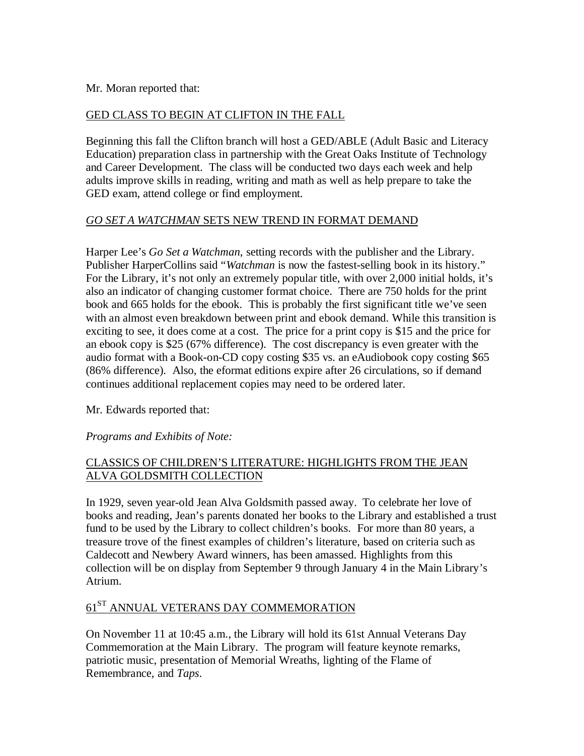Mr. Moran reported that:

GED CLASS TO BEGIN AT CLIFTON IN THE FALL

Beginning this fall the Clifton branch will host a GED/ABLE (Adult Basic and Literacy Education) preparation class in partnership with the Great Oaks Institute of Technology and Career Development. The class will be conducted two days each week and help adults improve skills in reading, writing and math as well as help prepare to take the GED exam, attend college or find employment.

*GO SET A WATCHMAN* SETS NEW TREND IN FORMAT DEMAND

Harper Lee's *Go Set a Watchman*, setting records with the publisher and the Library. Publisher HarperCollins said "*Watchman* is now the fastest-selling book in its history." For the Library, it's not only an extremely popular title, with over 2,000 initial holds, it's also an indicator of changing customer format choice. There are 750 holds for the print book and 665 holds for the ebook. This is probably the first significant title we've seen with an almost even breakdown between print and ebook demand. While this transition is exciting to see, it does come at a cost. The price for a print copy is $15 and the price for an ebook copy is $25 (67% difference). The cost discrepancy is even greater with the audio format with a Book-on-CD copy costing $35 vs. an eAudiobook copy costing $65 (86% difference). Also, the eformat editions expire after 26 circulations, so if demand continues additional replacement copies may need to be ordered later.

Mr. Edwards reported that:

*Programs and Exhibits of Note:*

CLASSICS OF CHILDREN'S LITERATURE: HIGHLIGHTS FROM THE JEAN ALVA GOLDSMITH COLLECTION

In 1929, seven year-old Jean Alva Goldsmith passed away. To celebrate her love of books and reading, Jean's parents donated her books to the Library and established a trust fund to be used by the Library to collect children's books. For more than 80 years, a treasure trove of the finest examples of children's literature, based on criteria such as Caldecott and Newbery Award winners, has been amassed. Highlights from this collection will be on display from September 9 through January 4 in the Main Library's Atrium.

61ST ANNUAL VETERANS DAY COMMEMORATION

On November 11 at 10:45 a.m., the Library will hold its 61st Annual Veterans Day Commemoration at the Main Library. The program will feature keynote remarks, patriotic music, presentation of Memorial Wreaths, lighting of the Flame of Remembrance, and *Taps*.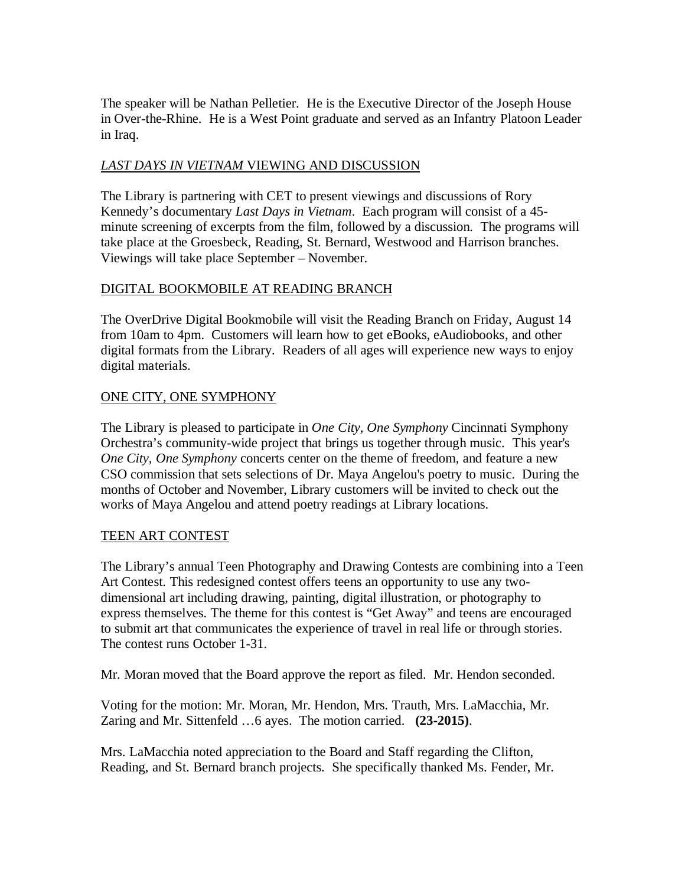The speaker will be Nathan Pelletier. He is the Executive Director of the Joseph House in Over-the-Rhine. He is a West Point graduate and served as an Infantry Platoon Leader in Iraq.

## *LAST DAYS IN VIETNAM* VIEWING AND DISCUSSION

The Library is partnering with CET to present viewings and discussions of Rory Kennedy's documentary *Last Days in Vietnam*. Each program will consist of a 45-minute screening of excerpts from the film, followed by a discussion. The programs will take place at the Groesbeck, Reading, St. Bernard, Westwood and Harrison branches. Viewings will take place September – November.

## DIGITAL BOOKMOBILE AT READING BRANCH

The OverDrive Digital Bookmobile will visit the Reading Branch on Friday, August 14 from 10am to 4pm. Customers will learn how to get eBooks, eAudiobooks, and other digital formats from the Library. Readers of all ages will experience new ways to enjoy digital materials.

## ONE CITY, ONE SYMPHONY

The Library is pleased to participate in *One City, One Symphony* Cincinnati Symphony Orchestra's community-wide project that brings us together through music. This year's *One City, One Symphony* concerts center on the theme of freedom, and feature a new CSO commission that sets selections of Dr. Maya Angelou's poetry to music. During the months of October and November, Library customers will be invited to check out the works of Maya Angelou and attend poetry readings at Library locations.

## TEEN ART CONTEST

The Library's annual Teen Photography and Drawing Contests are combining into a Teen Art Contest. This redesigned contest offers teens an opportunity to use any two-dimensional art including drawing, painting, digital illustration, or photography to express themselves. The theme for this contest is "Get Away" and teens are encouraged to submit art that communicates the experience of travel in real life or through stories. The contest runs October 1-31.

Mr. Moran moved that the Board approve the report as filed. Mr. Hendon seconded.

Voting for the motion: Mr. Moran, Mr. Hendon, Mrs. Trauth, Mrs. LaMacchia, Mr. Zaring and Mr. Sittenfeld …6 ayes. The motion carried. **(23-2015)**.

Mrs. LaMacchia noted appreciation to the Board and Staff regarding the Clifton, Reading, and St. Bernard branch projects. She specifically thanked Ms. Fender, Mr.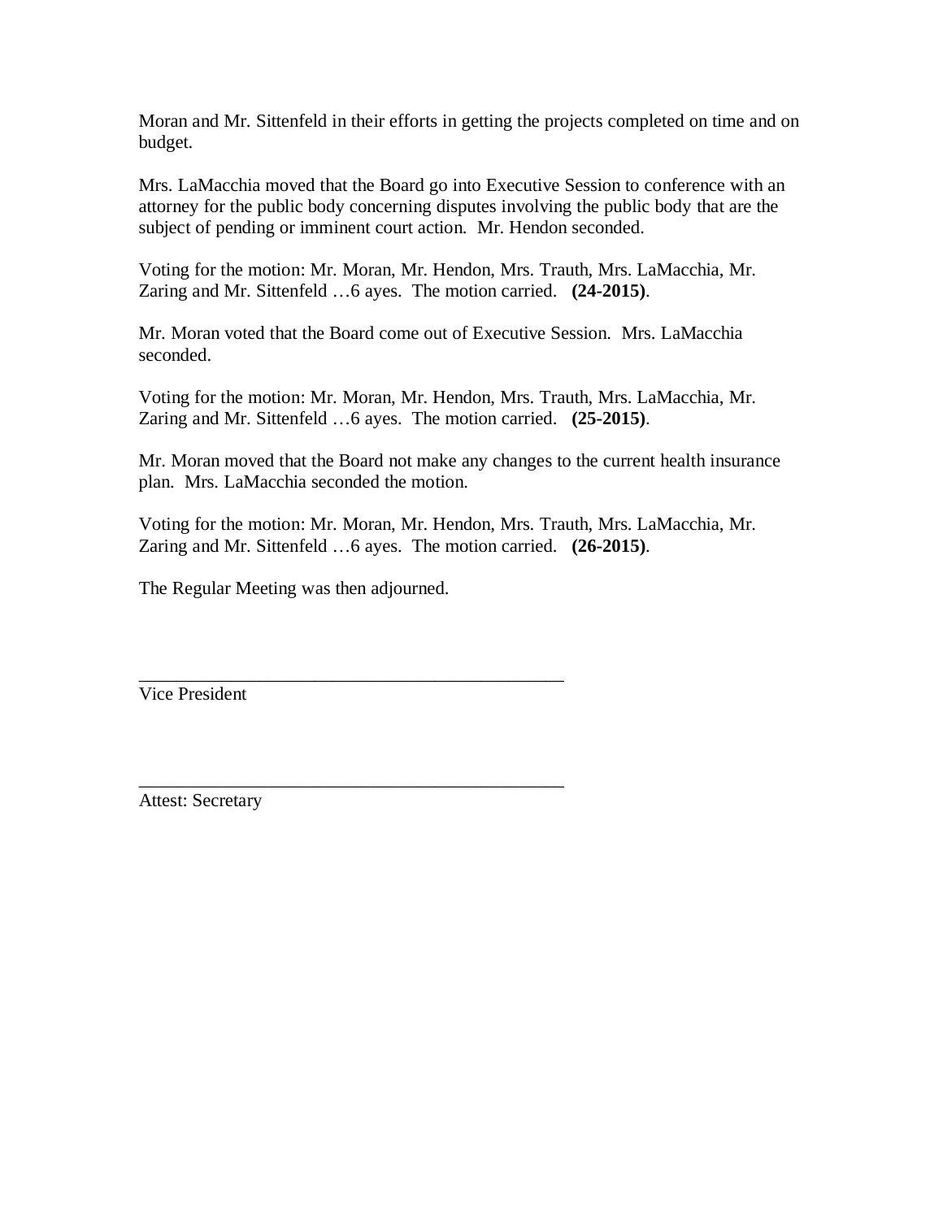Moran and Mr. Sittenfeld in their efforts in getting the projects completed on time and on budget.

Mrs. LaMacchia moved that the Board go into Executive Session to conference with an attorney for the public body concerning disputes involving the public body that are the subject of pending or imminent court action. Mr. Hendon seconded.

Voting for the motion: Mr. Moran, Mr. Hendon, Mrs. Trauth, Mrs. LaMacchia, Mr. Zaring and Mr. Sittenfeld …6 ayes. The motion carried. **(24-2015)**.

Mr. Moran voted that the Board come out of Executive Session. Mrs. LaMacchia seconded.

Voting for the motion: Mr. Moran, Mr. Hendon, Mrs. Trauth, Mrs. LaMacchia, Mr. Zaring and Mr. Sittenfeld …6 ayes. The motion carried. **(25-2015)**.

Mr. Moran moved that the Board not make any changes to the current health insurance plan. Mrs. LaMacchia seconded the motion.

Voting for the motion: Mr. Moran, Mr. Hendon, Mrs. Trauth, Mrs. LaMacchia, Mr. Zaring and Mr. Sittenfeld …6 ayes. The motion carried. **(26-2015)**.

The Regular Meeting was then adjourned.

_______________________________________________
Vice President

_______________________________________________
Attest: Secretary